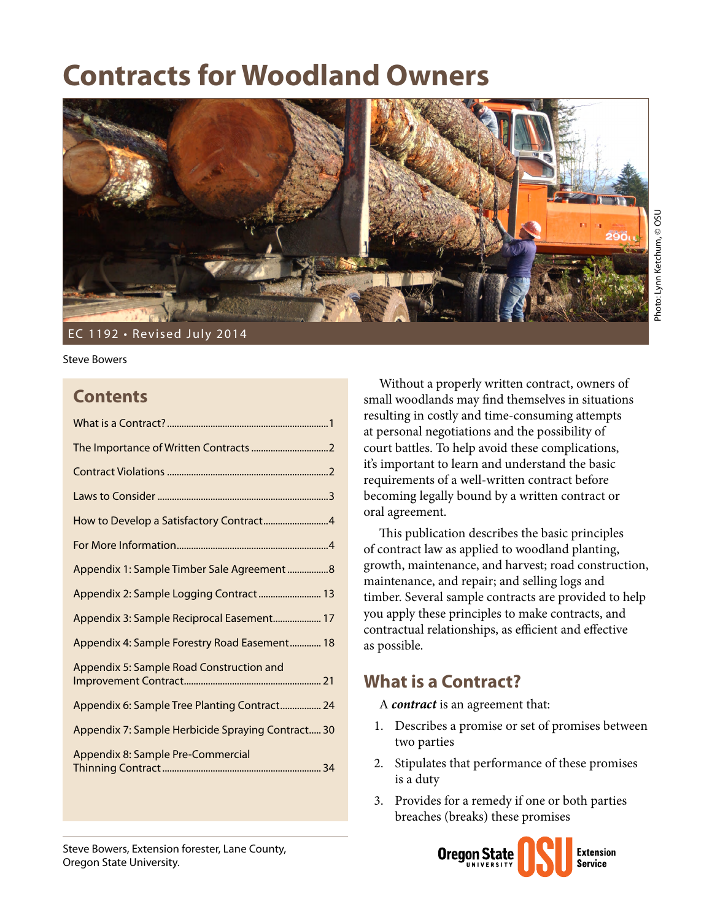# Contracts for Woodland Owners

Photo: Lynn Ketchum, © OSU

EC 1192 • Revised July 2014

Steve Bowers

## Contents

What is a Contract? .......... 1

The Importance of Written Contracts .......... 2

Contract Violations .......... 2

Laws to Consider .......... 3

How to Develop a Satisfactory Contract .......... 4

For More Information .......... 4

Appendix 1: Sample Timber Sale Agreement .......... 8

Appendix 2: Sample Logging Contract .......... 13

Appendix 3: Sample Reciprocal Easement .......... 17

Appendix 4: Sample Forestry Road Easement .......... 18

Appendix 5: Sample Road Construction and Improvement Contract .......... 21

Appendix 6: Sample Tree Planting Contract .......... 24

Appendix 7: Sample Herbicide Spraying Contract .......... 30

Appendix 8: Sample Pre-Commercial Thinning Contract .......... 34

Without a properly written contract, owners of small woodlands may find themselves in situations resulting in costly and time-consuming attempts at personal negotiations and the possibility of court battles. To help avoid these complications, it's important to learn and understand the basic requirements of a well-written contract before becoming legally bound by a written contract or oral agreement.

This publication describes the basic principles of contract law as applied to woodland planting, growth, maintenance, and harvest; road construction, maintenance, and repair; and selling logs and timber. Several sample contracts are provided to help you apply these principles to make contracts, and contractual relationships, as efficient and effective as possible.

## What is a Contract?

A ***contract*** is an agreement that:

1. Describes a promise or set of promises between two parties
2. Stipulates that performance of these promises is a duty
3. Provides for a remedy if one or both parties breaches (breaks) these promises

Steve Bowers, Extension forester, Lane County, Oregon State University.

Oregon State University | OSU Extension Service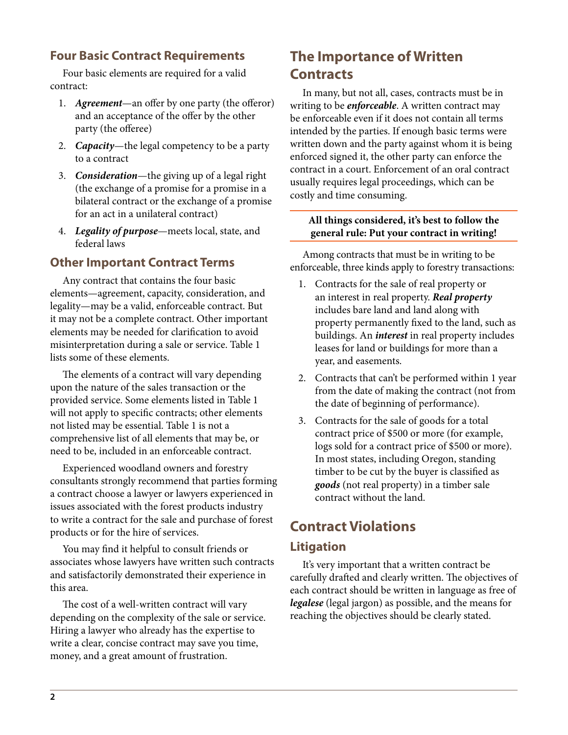### Four Basic Contract Requirements

Four basic elements are required for a valid contract:

1. ***Agreement***—an offer by one party (the offeror) and an acceptance of the offer by the other party (the offeree)
2. ***Capacity***—the legal competency to be a party to a contract
3. ***Consideration***—the giving up of a legal right (the exchange of a promise for a promise in a bilateral contract or the exchange of a promise for an act in a unilateral contract)
4. ***Legality of purpose***—meets local, state, and federal laws

### Other Important Contract Terms

Any contract that contains the four basic elements—agreement, capacity, consideration, and legality—may be a valid, enforceable contract. But it may not be a complete contract. Other important elements may be needed for clarification to avoid misinterpretation during a sale or service. Table 1 lists some of these elements.

The elements of a contract will vary depending upon the nature of the sales transaction or the provided service. Some elements listed in Table 1 will not apply to specific contracts; other elements not listed may be essential. Table 1 is not a comprehensive list of all elements that may be, or need to be, included in an enforceable contract.

Experienced woodland owners and forestry consultants strongly recommend that parties forming a contract choose a lawyer or lawyers experienced in issues associated with the forest products industry to write a contract for the sale and purchase of forest products or for the hire of services.

You may find it helpful to consult friends or associates whose lawyers have written such contracts and satisfactorily demonstrated their experience in this area.

The cost of a well-written contract will vary depending on the complexity of the sale or service. Hiring a lawyer who already has the expertise to write a clear, concise contract may save you time, money, and a great amount of frustration.

## The Importance of Written Contracts

In many, but not all, cases, contracts must be in writing to be ***enforceable***. A written contract may be enforceable even if it does not contain all terms intended by the parties. If enough basic terms were written down and the party against whom it is being enforced signed it, the other party can enforce the contract in a court. Enforcement of an oral contract usually requires legal proceedings, which can be costly and time consuming.

**All things considered, it's best to follow the general rule: Put your contract in writing!**

Among contracts that must be in writing to be enforceable, three kinds apply to forestry transactions:

1. Contracts for the sale of real property or an interest in real property. ***Real property*** includes bare land and land along with property permanently fixed to the land, such as buildings. An ***interest*** in real property includes leases for land or buildings for more than a year, and easements.
2. Contracts that can't be performed within 1 year from the date of making the contract (not from the date of beginning of performance).
3. Contracts for the sale of goods for a total contract price of $500 or more (for example, logs sold for a contract price of $500 or more). In most states, including Oregon, standing timber to be cut by the buyer is classified as ***goods*** (not real property) in a timber sale contract without the land.

## Contract Violations

### Litigation

It's very important that a written contract be carefully drafted and clearly written. The objectives of each contract should be written in language as free of ***legalese*** (legal jargon) as possible, and the means for reaching the objectives should be clearly stated.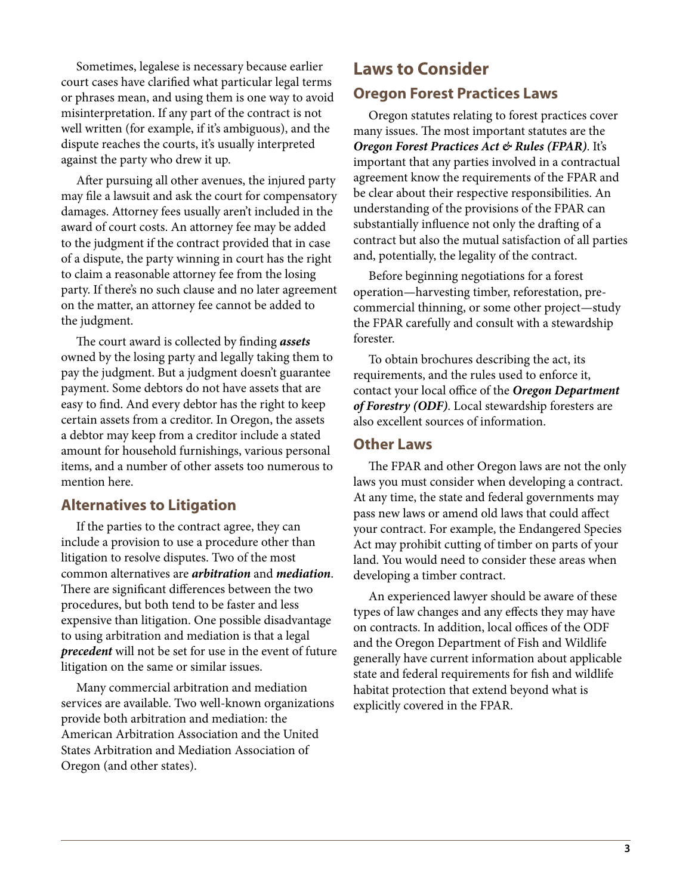Sometimes, legalese is necessary because earlier court cases have clarified what particular legal terms or phrases mean, and using them is one way to avoid misinterpretation. If any part of the contract is not well written (for example, if it's ambiguous), and the dispute reaches the courts, it's usually interpreted against the party who drew it up.

After pursuing all other avenues, the injured party may file a lawsuit and ask the court for compensatory damages. Attorney fees usually aren't included in the award of court costs. An attorney fee may be added to the judgment if the contract provided that in case of a dispute, the party winning in court has the right to claim a reasonable attorney fee from the losing party. If there's no such clause and no later agreement on the matter, an attorney fee cannot be added to the judgment.

The court award is collected by finding ***assets*** owned by the losing party and legally taking them to pay the judgment. But a judgment doesn't guarantee payment. Some debtors do not have assets that are easy to find. And every debtor has the right to keep certain assets from a creditor. In Oregon, the assets a debtor may keep from a creditor include a stated amount for household furnishings, various personal items, and a number of other assets too numerous to mention here.

### Alternatives to Litigation

If the parties to the contract agree, they can include a provision to use a procedure other than litigation to resolve disputes. Two of the most common alternatives are ***arbitration*** and ***mediation***. There are significant differences between the two procedures, but both tend to be faster and less expensive than litigation. One possible disadvantage to using arbitration and mediation is that a legal ***precedent*** will not be set for use in the event of future litigation on the same or similar issues.

Many commercial arbitration and mediation services are available. Two well-known organizations provide both arbitration and mediation: the American Arbitration Association and the United States Arbitration and Mediation Association of Oregon (and other states).

## Laws to Consider

### Oregon Forest Practices Laws

Oregon statutes relating to forest practices cover many issues. The most important statutes are the ***Oregon Forest Practices Act & Rules (FPAR)***. It's important that any parties involved in a contractual agreement know the requirements of the FPAR and be clear about their respective responsibilities. An understanding of the provisions of the FPAR can substantially influence not only the drafting of a contract but also the mutual satisfaction of all parties and, potentially, the legality of the contract.

Before beginning negotiations for a forest operation—harvesting timber, reforestation, pre-commercial thinning, or some other project—study the FPAR carefully and consult with a stewardship forester.

To obtain brochures describing the act, its requirements, and the rules used to enforce it, contact your local office of the ***Oregon Department of Forestry (ODF)***. Local stewardship foresters are also excellent sources of information.

### Other Laws

The FPAR and other Oregon laws are not the only laws you must consider when developing a contract. At any time, the state and federal governments may pass new laws or amend old laws that could affect your contract. For example, the Endangered Species Act may prohibit cutting of timber on parts of your land. You would need to consider these areas when developing a timber contract.

An experienced lawyer should be aware of these types of law changes and any effects they may have on contracts. In addition, local offices of the ODF and the Oregon Department of Fish and Wildlife generally have current information about applicable state and federal requirements for fish and wildlife habitat protection that extend beyond what is explicitly covered in the FPAR.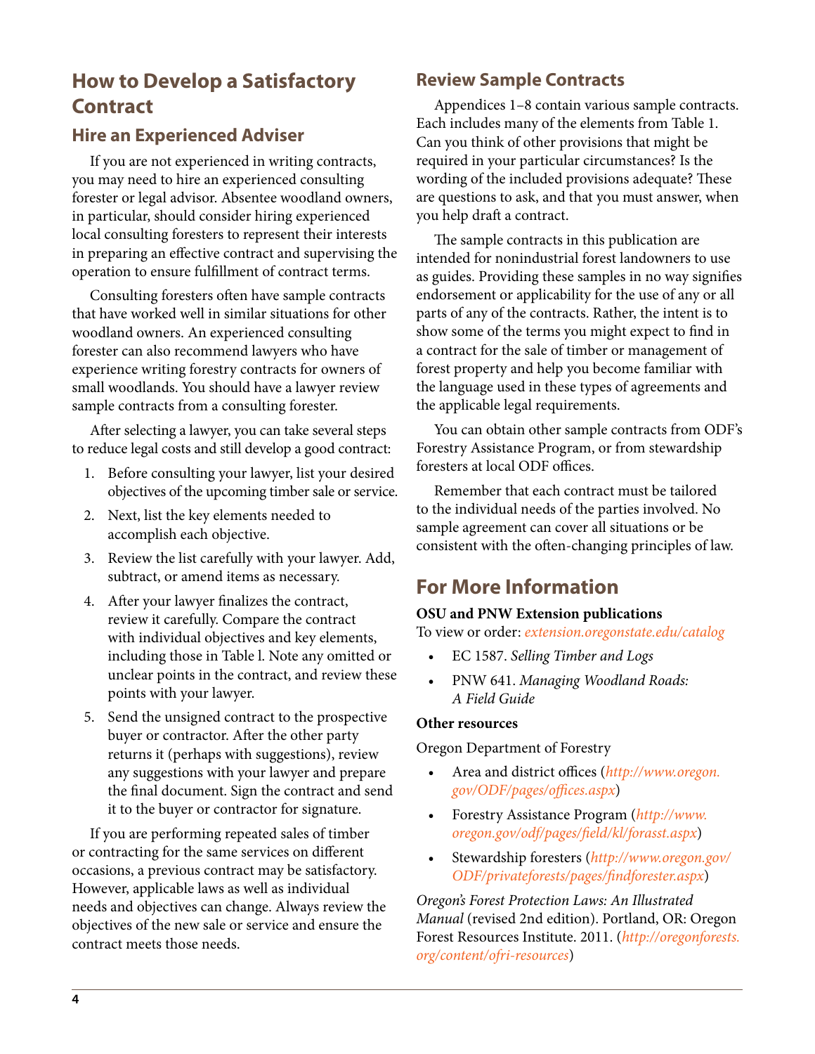## How to Develop a Satisfactory Contract

### Hire an Experienced Adviser

If you are not experienced in writing contracts, you may need to hire an experienced consulting forester or legal advisor. Absentee woodland owners, in particular, should consider hiring experienced local consulting foresters to represent their interests in preparing an effective contract and supervising the operation to ensure fulfillment of contract terms.

Consulting foresters often have sample contracts that have worked well in similar situations for other woodland owners. An experienced consulting forester can also recommend lawyers who have experience writing forestry contracts for owners of small woodlands. You should have a lawyer review sample contracts from a consulting forester.

After selecting a lawyer, you can take several steps to reduce legal costs and still develop a good contract:

1. Before consulting your lawyer, list your desired objectives of the upcoming timber sale or service.
2. Next, list the key elements needed to accomplish each objective.
3. Review the list carefully with your lawyer. Add, subtract, or amend items as necessary.
4. After your lawyer finalizes the contract, review it carefully. Compare the contract with individual objectives and key elements, including those in Table l. Note any omitted or unclear points in the contract, and review these points with your lawyer.
5. Send the unsigned contract to the prospective buyer or contractor. After the other party returns it (perhaps with suggestions), review any suggestions with your lawyer and prepare the final document. Sign the contract and send it to the buyer or contractor for signature.

If you are performing repeated sales of timber or contracting for the same services on different occasions, a previous contract may be satisfactory. However, applicable laws as well as individual needs and objectives can change. Always review the objectives of the new sale or service and ensure the contract meets those needs.

### Review Sample Contracts

Appendices 1–8 contain various sample contracts. Each includes many of the elements from Table 1. Can you think of other provisions that might be required in your particular circumstances? Is the wording of the included provisions adequate? These are questions to ask, and that you must answer, when you help draft a contract.

The sample contracts in this publication are intended for nonindustrial forest landowners to use as guides. Providing these samples in no way signifies endorsement or applicability for the use of any or all parts of any of the contracts. Rather, the intent is to show some of the terms you might expect to find in a contract for the sale of timber or management of forest property and help you become familiar with the language used in these types of agreements and the applicable legal requirements.

You can obtain other sample contracts from ODF's Forestry Assistance Program, or from stewardship foresters at local ODF offices.

Remember that each contract must be tailored to the individual needs of the parties involved. No sample agreement can cover all situations or be consistent with the often-changing principles of law.

## For More Information

**OSU and PNW Extension publications**

To view or order: *extension.oregonstate.edu/catalog*

- EC 1587. *Selling Timber and Logs*
- PNW 641. *Managing Woodland Roads: A Field Guide*

**Other resources**

Oregon Department of Forestry

- Area and district offices (*http://www.oregon.gov/ODF/pages/offices.aspx*)
- Forestry Assistance Program (*http://www.oregon.gov/odf/pages/field/kl/forasst.aspx*)
- Stewardship foresters (*http://www.oregon.gov/ODF/privateforests/pages/findforester.aspx*)

*Oregon's Forest Protection Laws: An Illustrated Manual* (revised 2nd edition). Portland, OR: Oregon Forest Resources Institute. 2011. (*http://oregonforests.org/content/ofri-resources*)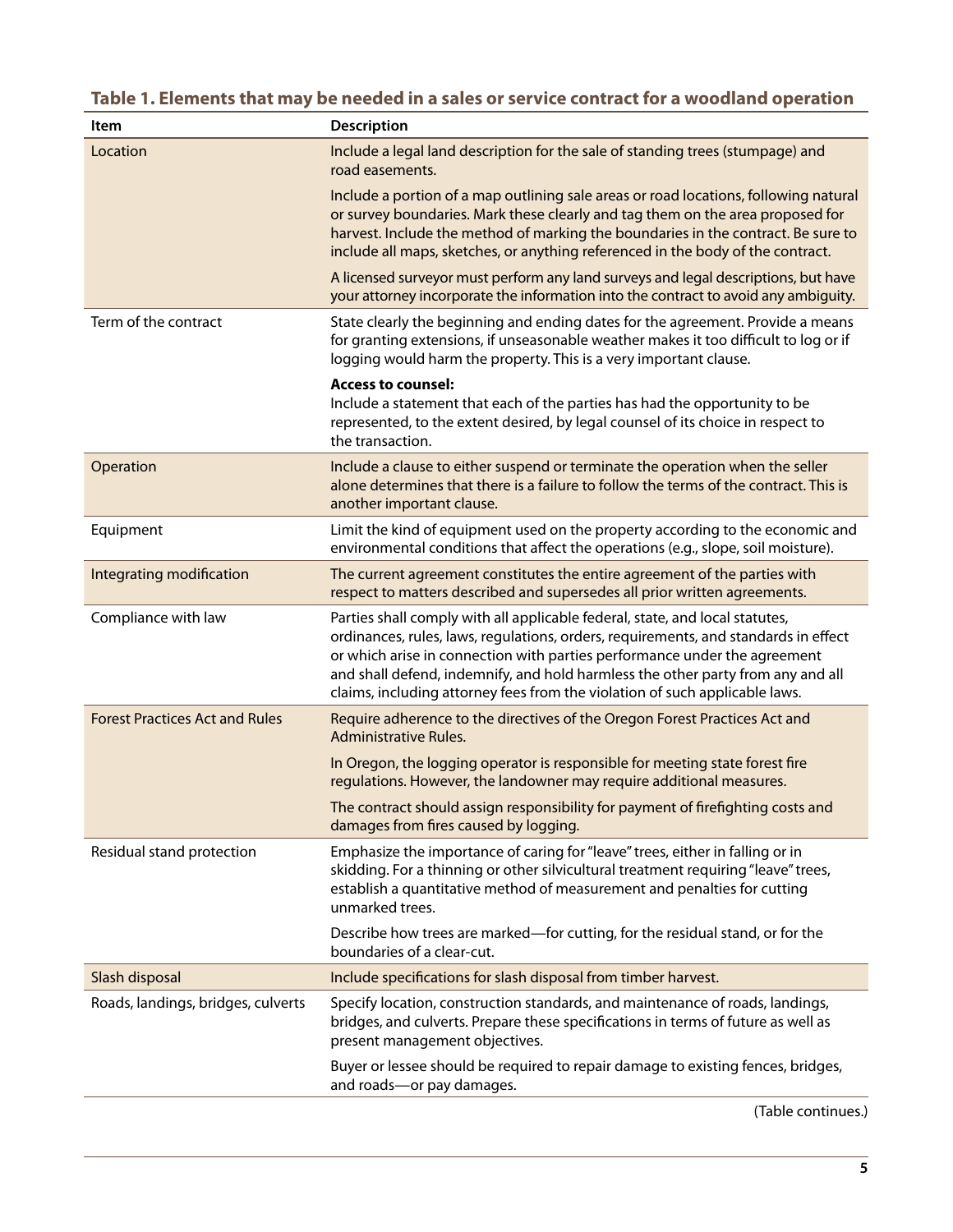**Table 1. Elements that may be needed in a sales or service contract for a woodland operation**

| Item | Description |
|---|---|
| Location | Include a legal land description for the sale of standing trees (stumpage) and road easements. |
| | Include a portion of a map outlining sale areas or road locations, following natural or survey boundaries. Mark these clearly and tag them on the area proposed for harvest. Include the method of marking the boundaries in the contract. Be sure to include all maps, sketches, or anything referenced in the body of the contract. |
| | A licensed surveyor must perform any land surveys and legal descriptions, but have your attorney incorporate the information into the contract to avoid any ambiguity. |
| Term of the contract | State clearly the beginning and ending dates for the agreement. Provide a means for granting extensions, if unseasonable weather makes it too difficult to log or if logging would harm the property. This is a very important clause. |
| | **Access to counsel:** Include a statement that each of the parties has had the opportunity to be represented, to the extent desired, by legal counsel of its choice in respect to the transaction. |
| Operation | Include a clause to either suspend or terminate the operation when the seller alone determines that there is a failure to follow the terms of the contract. This is another important clause. |
| Equipment | Limit the kind of equipment used on the property according to the economic and environmental conditions that affect the operations (e.g., slope, soil moisture). |
| Integrating modification | The current agreement constitutes the entire agreement of the parties with respect to matters described and supersedes all prior written agreements. |
| Compliance with law | Parties shall comply with all applicable federal, state, and local statutes, ordinances, rules, laws, regulations, orders, requirements, and standards in effect or which arise in connection with parties performance under the agreement and shall defend, indemnify, and hold harmless the other party from any and all claims, including attorney fees from the violation of such applicable laws. |
| Forest Practices Act and Rules | Require adherence to the directives of the Oregon Forest Practices Act and Administrative Rules. |
| | In Oregon, the logging operator is responsible for meeting state forest fire regulations. However, the landowner may require additional measures. |
| | The contract should assign responsibility for payment of firefighting costs and damages from fires caused by logging. |
| Residual stand protection | Emphasize the importance of caring for "leave" trees, either in falling or in skidding. For a thinning or other silvicultural treatment requiring "leave" trees, establish a quantitative method of measurement and penalties for cutting unmarked trees. |
| | Describe how trees are marked—for cutting, for the residual stand, or for the boundaries of a clear-cut. |
| Slash disposal | Include specifications for slash disposal from timber harvest. |
| Roads, landings, bridges, culverts | Specify location, construction standards, and maintenance of roads, landings, bridges, and culverts. Prepare these specifications in terms of future as well as present management objectives. |
| | Buyer or lessee should be required to repair damage to existing fences, bridges, and roads—or pay damages. |

(Table continues.)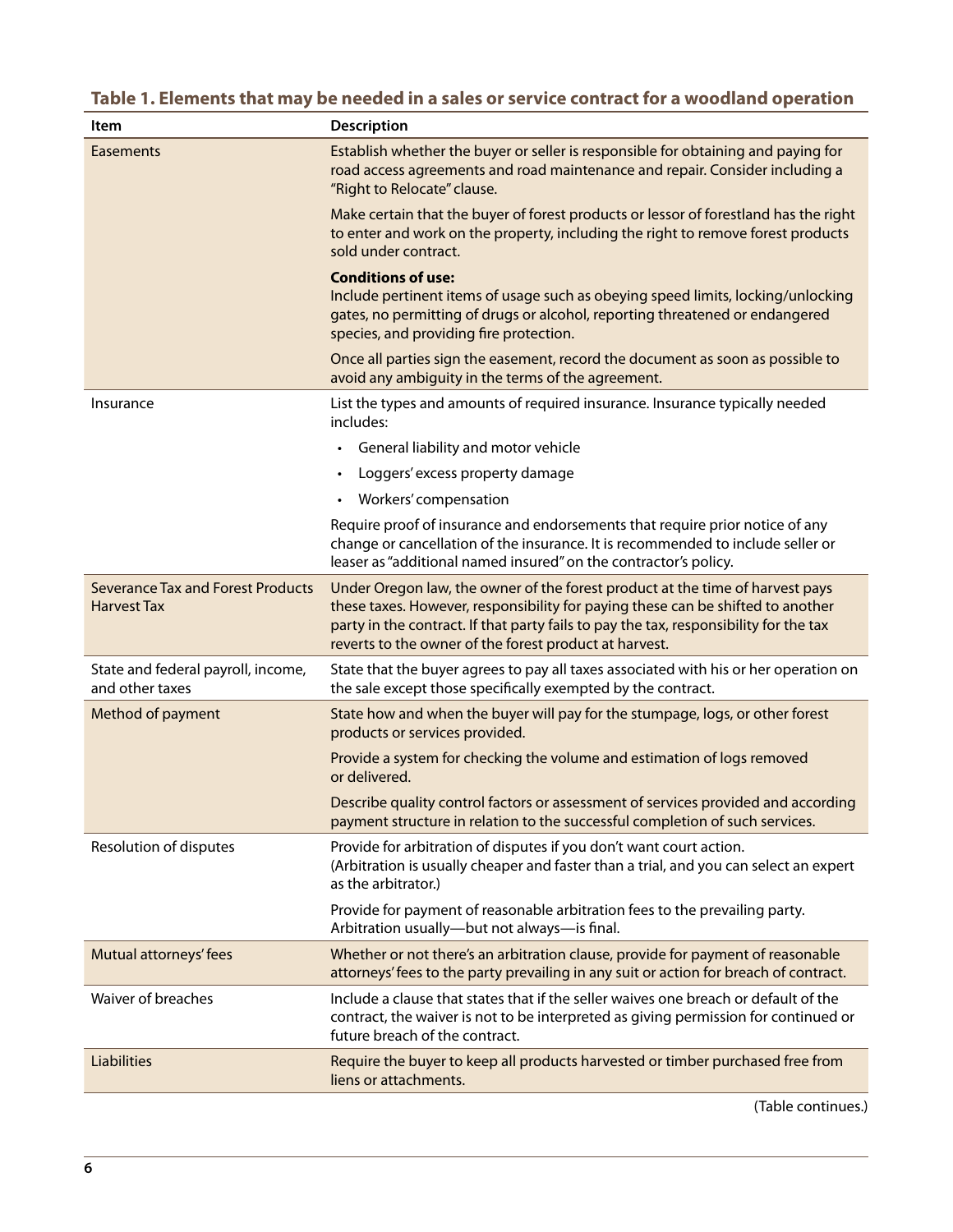**Table 1. Elements that may be needed in a sales or service contract for a woodland operation**

| Item | Description |
|---|---|
| Easements | Establish whether the buyer or seller is responsible for obtaining and paying for road access agreements and road maintenance and repair. Consider including a "Right to Relocate" clause.<br><br>Make certain that the buyer of forest products or lessor of forestland has the right to enter and work on the property, including the right to remove forest products sold under contract.<br><br>**Conditions of use:**<br>Include pertinent items of usage such as obeying speed limits, locking/unlocking gates, no permitting of drugs or alcohol, reporting threatened or endangered species, and providing fire protection.<br><br>Once all parties sign the easement, record the document as soon as possible to avoid any ambiguity in the terms of the agreement. |
| Insurance | List the types and amounts of required insurance. Insurance typically needed includes:<br>• General liability and motor vehicle<br>• Loggers' excess property damage<br>• Workers' compensation<br><br>Require proof of insurance and endorsements that require prior notice of any change or cancellation of the insurance. It is recommended to include seller or leaser as "additional named insured" on the contractor's policy. |
| Severance Tax and Forest Products Harvest Tax | Under Oregon law, the owner of the forest product at the time of harvest pays these taxes. However, responsibility for paying these can be shifted to another party in the contract. If that party fails to pay the tax, responsibility for the tax reverts to the owner of the forest product at harvest. |
| State and federal payroll, income, and other taxes | State that the buyer agrees to pay all taxes associated with his or her operation on the sale except those specifically exempted by the contract. |
| Method of payment | State how and when the buyer will pay for the stumpage, logs, or other forest products or services provided.<br><br>Provide a system for checking the volume and estimation of logs removed or delivered.<br><br>Describe quality control factors or assessment of services provided and according payment structure in relation to the successful completion of such services. |
| Resolution of disputes | Provide for arbitration of disputes if you don't want court action. (Arbitration is usually cheaper and faster than a trial, and you can select an expert as the arbitrator.)<br><br>Provide for payment of reasonable arbitration fees to the prevailing party. Arbitration usually—but not always—is final. |
| Mutual attorneys' fees | Whether or not there's an arbitration clause, provide for payment of reasonable attorneys' fees to the party prevailing in any suit or action for breach of contract. |
| Waiver of breaches | Include a clause that states that if the seller waives one breach or default of the contract, the waiver is not to be interpreted as giving permission for continued or future breach of the contract. |
| Liabilities | Require the buyer to keep all products harvested or timber purchased free from liens or attachments. |

(Table continues.)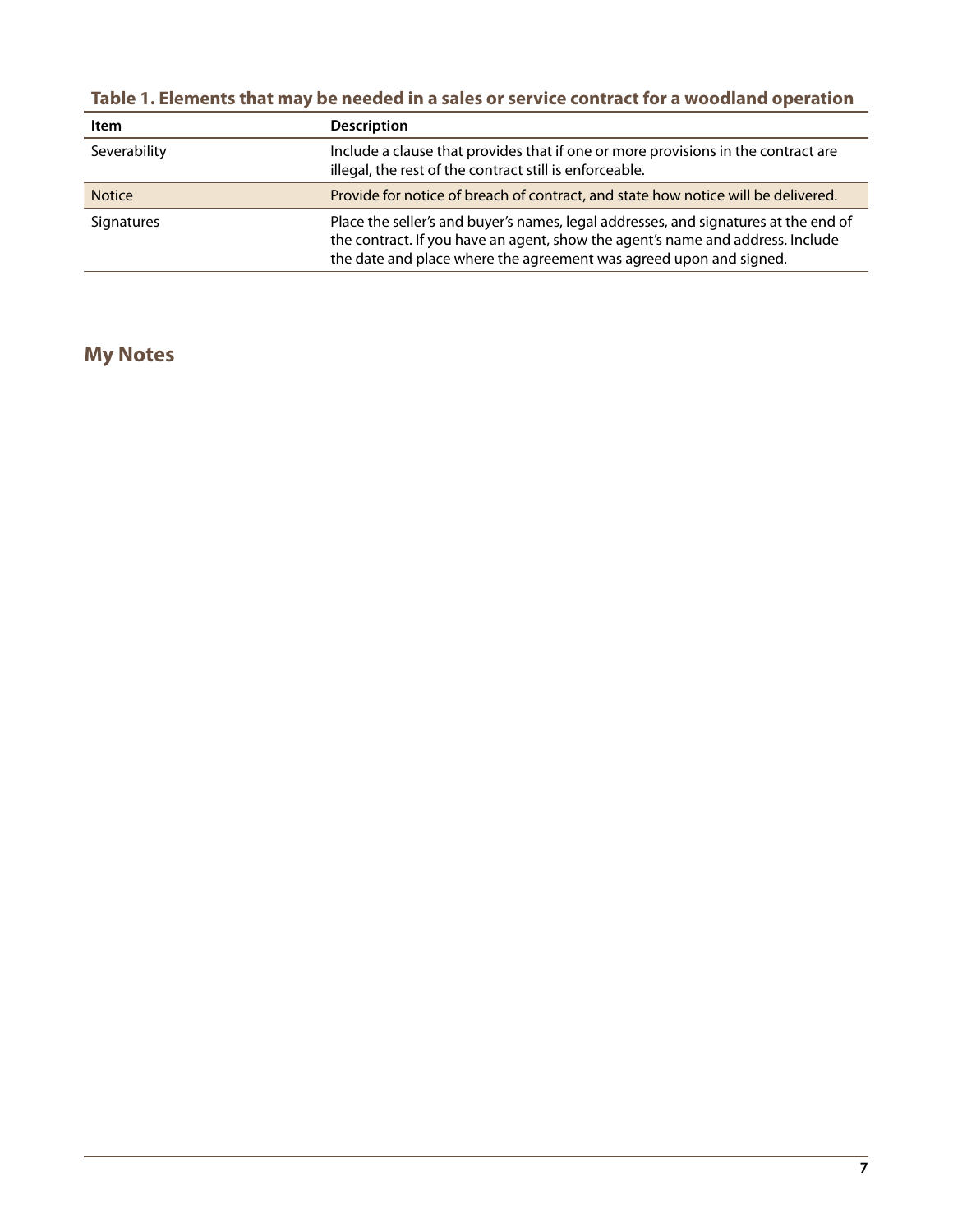**Table 1. Elements that may be needed in a sales or service contract for a woodland operation**

| Item | Description |
| --- | --- |
| Severability | Include a clause that provides that if one or more provisions in the contract are illegal, the rest of the contract still is enforceable. |
| Notice | Provide for notice of breach of contract, and state how notice will be delivered. |
| Signatures | Place the seller's and buyer's names, legal addresses, and signatures at the end of the contract. If you have an agent, show the agent's name and address. Include the date and place where the agreement was agreed upon and signed. |

## My Notes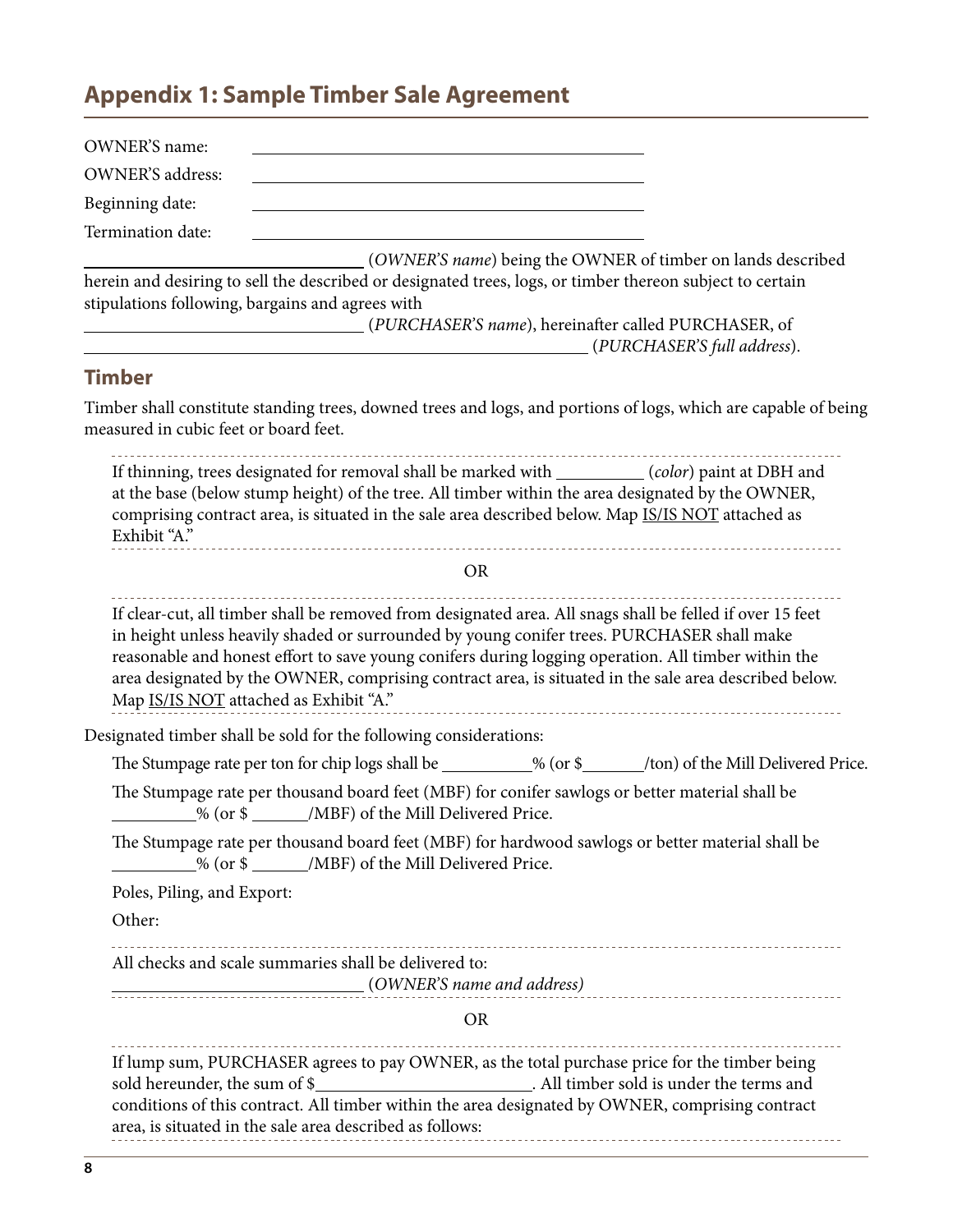## Appendix 1: Sample Timber Sale Agreement

OWNER'S name: ______________________________

OWNER'S address: ______________________________

Beginning date: ______________________________

Termination date: ______________________________

______________________ (*OWNER'S name*) being the OWNER of timber on lands described herein and desiring to sell the described or designated trees, logs, or timber thereon subject to certain stipulations following, bargains and agrees with ______________________ (*PURCHASER'S name*), hereinafter called PURCHASER, of ______________________________________ (*PURCHASER'S full address*).

### Timber

Timber shall constitute standing trees, downed trees and logs, and portions of logs, which are capable of being measured in cubic feet or board feet.

If thinning, trees designated for removal shall be marked with __________ (*color*) paint at DBH and at the base (below stump height) of the tree. All timber within the area designated by the OWNER, comprising contract area, is situated in the sale area described below. Map IS/IS NOT attached as Exhibit "A."

OR

If clear-cut, all timber shall be removed from designated area. All snags shall be felled if over 15 feet in height unless heavily shaded or surrounded by young conifer trees. PURCHASER shall make reasonable and honest effort to save young conifers during logging operation. All timber within the area designated by the OWNER, comprising contract area, is situated in the sale area described below. Map IS/IS NOT attached as Exhibit "A."

Designated timber shall be sold for the following considerations:

The Stumpage rate per ton for chip logs shall be __________% (or $_______/ton) of the Mill Delivered Price.

The Stumpage rate per thousand board feet (MBF) for conifer sawlogs or better material shall be __________% (or $ _______/MBF) of the Mill Delivered Price.

The Stumpage rate per thousand board feet (MBF) for hardwood sawlogs or better material shall be __________% (or $ _______/MBF) of the Mill Delivered Price.

Poles, Piling, and Export:

Other:

All checks and scale summaries shall be delivered to:
______________________ (*OWNER'S name and address)*

OR

If lump sum, PURCHASER agrees to pay OWNER, as the total purchase price for the timber being sold hereunder, the sum of $______________________. All timber sold is under the terms and conditions of this contract. All timber within the area designated by OWNER, comprising contract area, is situated in the sale area described as follows: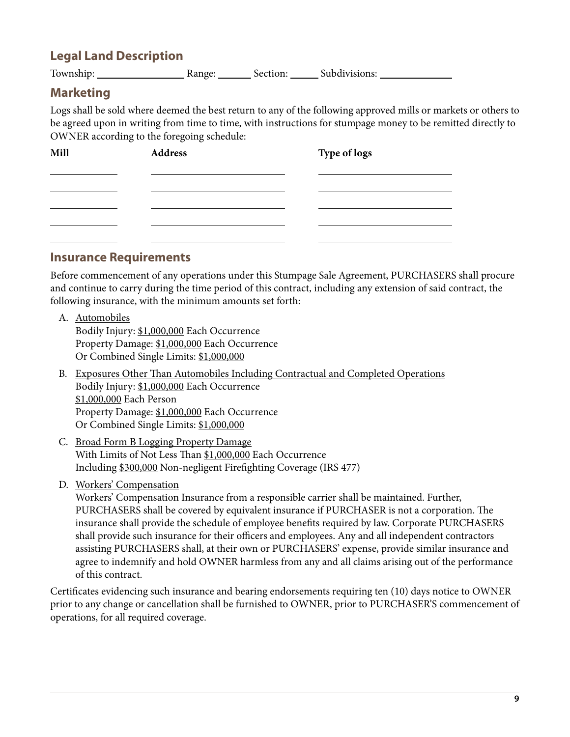## Legal Land Description

Township: ________________ Range: ______ Section: _____ Subdivisions: ______________

## Marketing

Logs shall be sold where deemed the best return to any of the following approved mills or markets or others to be agreed upon in writing from time to time, with instructions for stumpage money to be remitted directly to OWNER according to the foregoing schedule:

| Mill | Address | Type of logs |
|---|---|---|
| | | |
| | | |
| | | |
| | | |
| | | |

## Insurance Requirements

Before commencement of any operations under this Stumpage Sale Agreement, PURCHASERS shall procure and continue to carry during the time period of this contract, including any extension of said contract, the following insurance, with the minimum amounts set forth:

A. Automobiles
Bodily Injury: $1,000,000 Each Occurrence
Property Damage: $1,000,000 Each Occurrence
Or Combined Single Limits: $1,000,000

B. Exposures Other Than Automobiles Including Contractual and Completed Operations
Bodily Injury: $1,000,000 Each Occurrence
$1,000,000 Each Person
Property Damage: $1,000,000 Each Occurrence
Or Combined Single Limits: $1,000,000

C. Broad Form B Logging Property Damage
With Limits of Not Less Than $1,000,000 Each Occurrence
Including $300,000 Non-negligent Firefighting Coverage (IRS 477)

D. Workers' Compensation
Workers' Compensation Insurance from a responsible carrier shall be maintained. Further, PURCHASERS shall be covered by equivalent insurance if PURCHASER is not a corporation. The insurance shall provide the schedule of employee benefits required by law. Corporate PURCHASERS shall provide such insurance for their officers and employees. Any and all independent contractors assisting PURCHASERS shall, at their own or PURCHASERS' expense, provide similar insurance and agree to indemnify and hold OWNER harmless from any and all claims arising out of the performance of this contract.

Certificates evidencing such insurance and bearing endorsements requiring ten (10) days notice to OWNER prior to any change or cancellation shall be furnished to OWNER, prior to PURCHASER'S commencement of operations, for all required coverage.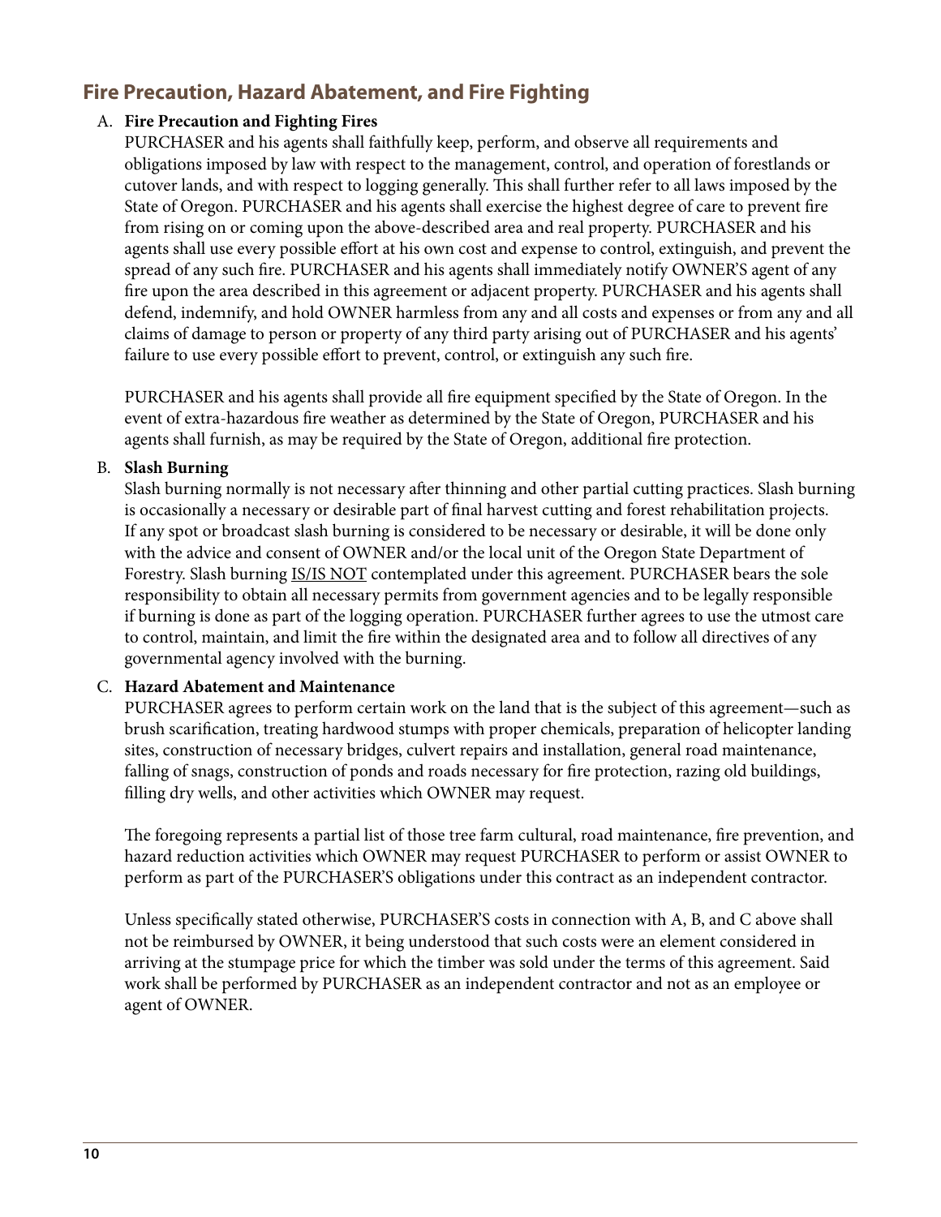## Fire Precaution, Hazard Abatement, and Fire Fighting

A. **Fire Precaution and Fighting Fires**

PURCHASER and his agents shall faithfully keep, perform, and observe all requirements and obligations imposed by law with respect to the management, control, and operation of forestlands or cutover lands, and with respect to logging generally. This shall further refer to all laws imposed by the State of Oregon. PURCHASER and his agents shall exercise the highest degree of care to prevent fire from rising on or coming upon the above-described area and real property. PURCHASER and his agents shall use every possible effort at his own cost and expense to control, extinguish, and prevent the spread of any such fire. PURCHASER and his agents shall immediately notify OWNER'S agent of any fire upon the area described in this agreement or adjacent property. PURCHASER and his agents shall defend, indemnify, and hold OWNER harmless from any and all costs and expenses or from any and all claims of damage to person or property of any third party arising out of PURCHASER and his agents' failure to use every possible effort to prevent, control, or extinguish any such fire.

PURCHASER and his agents shall provide all fire equipment specified by the State of Oregon. In the event of extra-hazardous fire weather as determined by the State of Oregon, PURCHASER and his agents shall furnish, as may be required by the State of Oregon, additional fire protection.

B. **Slash Burning**

Slash burning normally is not necessary after thinning and other partial cutting practices. Slash burning is occasionally a necessary or desirable part of final harvest cutting and forest rehabilitation projects. If any spot or broadcast slash burning is considered to be necessary or desirable, it will be done only with the advice and consent of OWNER and/or the local unit of the Oregon State Department of Forestry. Slash burning <u>IS/IS NOT</u> contemplated under this agreement. PURCHASER bears the sole responsibility to obtain all necessary permits from government agencies and to be legally responsible if burning is done as part of the logging operation. PURCHASER further agrees to use the utmost care to control, maintain, and limit the fire within the designated area and to follow all directives of any governmental agency involved with the burning.

C. **Hazard Abatement and Maintenance**

PURCHASER agrees to perform certain work on the land that is the subject of this agreement—such as brush scarification, treating hardwood stumps with proper chemicals, preparation of helicopter landing sites, construction of necessary bridges, culvert repairs and installation, general road maintenance, falling of snags, construction of ponds and roads necessary for fire protection, razing old buildings, filling dry wells, and other activities which OWNER may request.

The foregoing represents a partial list of those tree farm cultural, road maintenance, fire prevention, and hazard reduction activities which OWNER may request PURCHASER to perform or assist OWNER to perform as part of the PURCHASER'S obligations under this contract as an independent contractor.

Unless specifically stated otherwise, PURCHASER'S costs in connection with A, B, and C above shall not be reimbursed by OWNER, it being understood that such costs were an element considered in arriving at the stumpage price for which the timber was sold under the terms of this agreement. Said work shall be performed by PURCHASER as an independent contractor and not as an employee or agent of OWNER.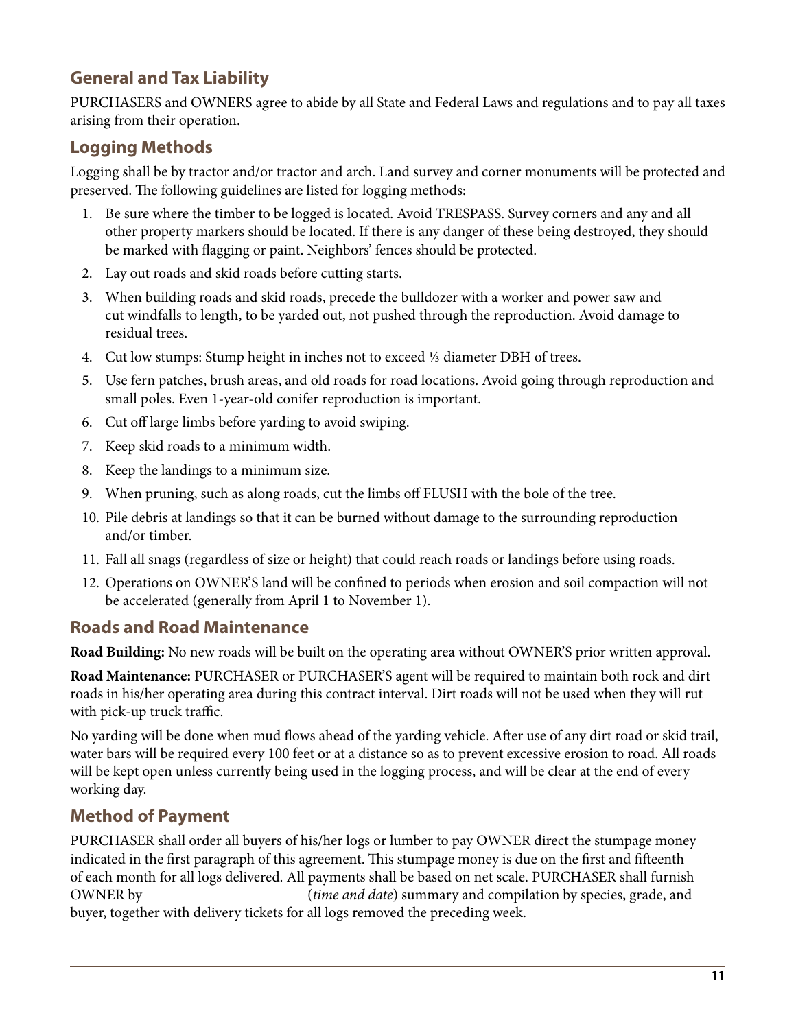## General and Tax Liability

PURCHASERS and OWNERS agree to abide by all State and Federal Laws and regulations and to pay all taxes arising from their operation.

## Logging Methods

Logging shall be by tractor and/or tractor and arch. Land survey and corner monuments will be protected and preserved. The following guidelines are listed for logging methods:

1. Be sure where the timber to be logged is located. Avoid TRESPASS. Survey corners and any and all other property markers should be located. If there is any danger of these being destroyed, they should be marked with flagging or paint. Neighbors' fences should be protected.
2. Lay out roads and skid roads before cutting starts.
3. When building roads and skid roads, precede the bulldozer with a worker and power saw and cut windfalls to length, to be yarded out, not pushed through the reproduction. Avoid damage to residual trees.
4. Cut low stumps: Stump height in inches not to exceed ⅓ diameter DBH of trees.
5. Use fern patches, brush areas, and old roads for road locations. Avoid going through reproduction and small poles. Even 1-year-old conifer reproduction is important.
6. Cut off large limbs before yarding to avoid swiping.
7. Keep skid roads to a minimum width.
8. Keep the landings to a minimum size.
9. When pruning, such as along roads, cut the limbs off FLUSH with the bole of the tree.
10. Pile debris at landings so that it can be burned without damage to the surrounding reproduction and/or timber.
11. Fall all snags (regardless of size or height) that could reach roads or landings before using roads.
12. Operations on OWNER'S land will be confined to periods when erosion and soil compaction will not be accelerated (generally from April 1 to November 1).

## Roads and Road Maintenance

**Road Building:** No new roads will be built on the operating area without OWNER'S prior written approval.

**Road Maintenance:** PURCHASER or PURCHASER'S agent will be required to maintain both rock and dirt roads in his/her operating area during this contract interval. Dirt roads will not be used when they will rut with pick-up truck traffic.

No yarding will be done when mud flows ahead of the yarding vehicle. After use of any dirt road or skid trail, water bars will be required every 100 feet or at a distance so as to prevent excessive erosion to road. All roads will be kept open unless currently being used in the logging process, and will be clear at the end of every working day.

## Method of Payment

PURCHASER shall order all buyers of his/her logs or lumber to pay OWNER direct the stumpage money indicated in the first paragraph of this agreement. This stumpage money is due on the first and fifteenth of each month for all logs delivered. All payments shall be based on net scale. PURCHASER shall furnish OWNER by ______________________ (*time and date*) summary and compilation by species, grade, and buyer, together with delivery tickets for all logs removed the preceding week.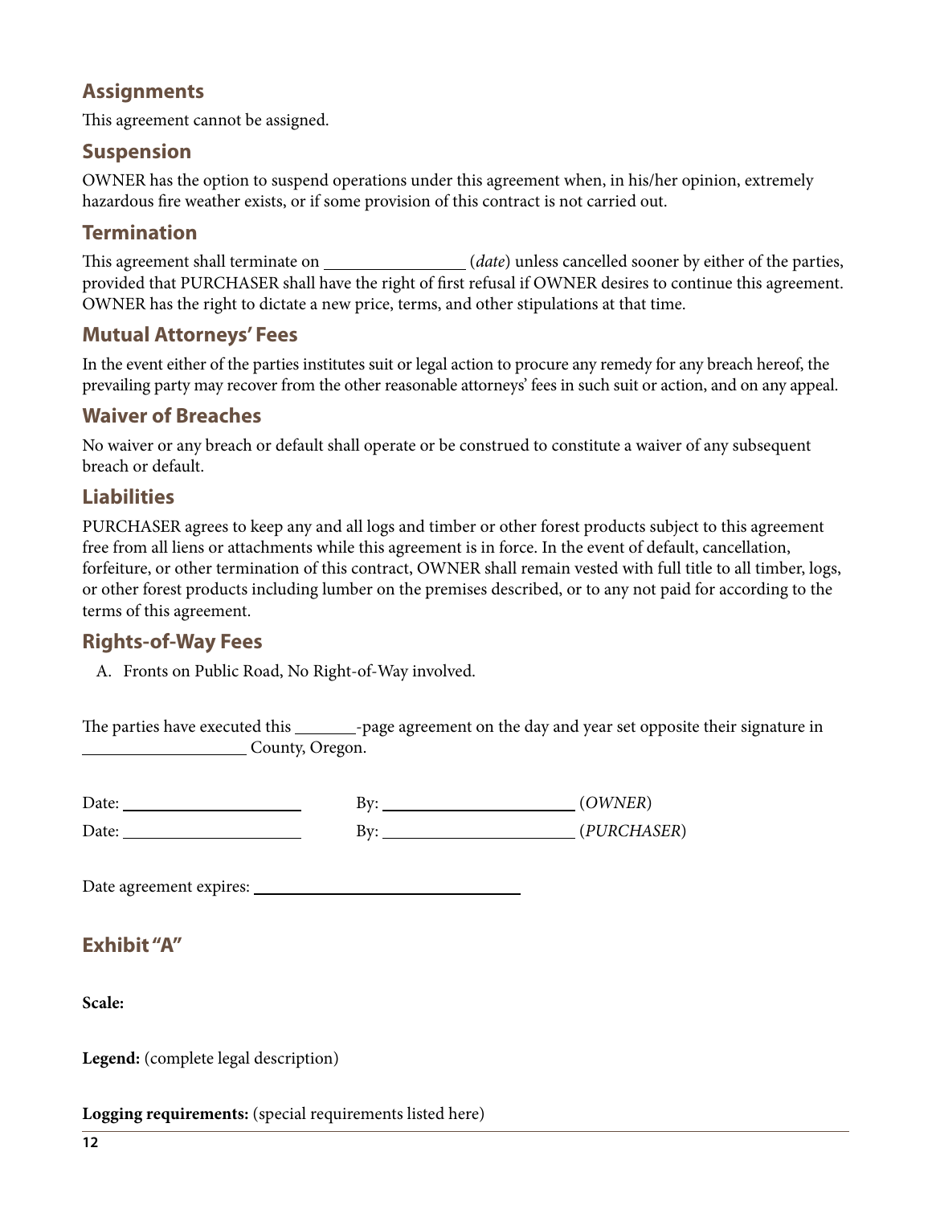## Assignments

This agreement cannot be assigned.

## Suspension

OWNER has the option to suspend operations under this agreement when, in his/her opinion, extremely hazardous fire weather exists, or if some provision of this contract is not carried out.

## Termination

This agreement shall terminate on ________________ (*date*) unless cancelled sooner by either of the parties, provided that PURCHASER shall have the right of first refusal if OWNER desires to continue this agreement. OWNER has the right to dictate a new price, terms, and other stipulations at that time.

## Mutual Attorneys' Fees

In the event either of the parties institutes suit or legal action to procure any remedy for any breach hereof, the prevailing party may recover from the other reasonable attorneys' fees in such suit or action, and on any appeal.

## Waiver of Breaches

No waiver or any breach or default shall operate or be construed to constitute a waiver of any subsequent breach or default.

## Liabilities

PURCHASER agrees to keep any and all logs and timber or other forest products subject to this agreement free from all liens or attachments while this agreement is in force. In the event of default, cancellation, forfeiture, or other termination of this contract, OWNER shall remain vested with full title to all timber, logs, or other forest products including lumber on the premises described, or to any not paid for according to the terms of this agreement.

## Rights-of-Way Fees

A. Fronts on Public Road, No Right-of-Way involved.

The parties have executed this _______-page agreement on the day and year set opposite their signature in ___________________ County, Oregon.

Date: ______________________ By: ______________________ (*OWNER*)

Date: ______________________ By: ______________________ (*PURCHASER*)

Date agreement expires: ________________________________

## Exhibit "A"

**Scale:**

**Legend:** (complete legal description)

**Logging requirements:** (special requirements listed here)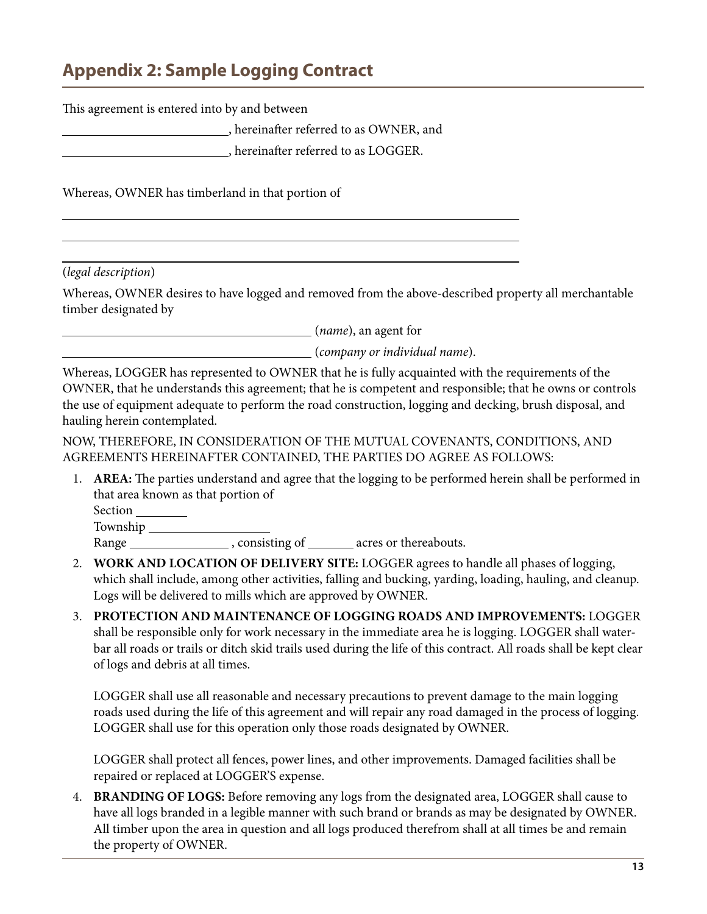## Appendix 2: Sample Logging Contract

This agreement is entered into by and between

__________________________, hereinafter referred to as OWNER, and

__________________________, hereinafter referred to as LOGGER.

Whereas, OWNER has timberland in that portion of

_______________________________________________________________________________

_______________________________________________________________________________

_______________________________________________________________________________

(*legal description*)

Whereas, OWNER desires to have logged and removed from the above-described property all merchantable timber designated by

_______________________________________ (*name*), an agent for

_______________________________________ (*company or individual name*).

Whereas, LOGGER has represented to OWNER that he is fully acquainted with the requirements of the OWNER, that he understands this agreement; that he is competent and responsible; that he owns or controls the use of equipment adequate to perform the road construction, logging and decking, brush disposal, and hauling herein contemplated.

NOW, THEREFORE, IN CONSIDERATION OF THE MUTUAL COVENANTS, CONDITIONS, AND AGREEMENTS HEREINAFTER CONTAINED, THE PARTIES DO AGREE AS FOLLOWS:

1. **AREA:** The parties understand and agree that the logging to be performed herein shall be performed in that area known as that portion of
   Section ________
   Township ____________________
   Range ________________ , consisting of _______ acres or thereabouts.
2. **WORK AND LOCATION OF DELIVERY SITE:** LOGGER agrees to handle all phases of logging, which shall include, among other activities, falling and bucking, yarding, loading, hauling, and cleanup. Logs will be delivered to mills which are approved by OWNER.
3. **PROTECTION AND MAINTENANCE OF LOGGING ROADS AND IMPROVEMENTS:** LOGGER shall be responsible only for work necessary in the immediate area he is logging. LOGGER shall water-bar all roads or trails or ditch skid trails used during the life of this contract. All roads shall be kept clear of logs and debris at all times.

   LOGGER shall use all reasonable and necessary precautions to prevent damage to the main logging roads used during the life of this agreement and will repair any road damaged in the process of logging. LOGGER shall use for this operation only those roads designated by OWNER.

   LOGGER shall protect all fences, power lines, and other improvements. Damaged facilities shall be repaired or replaced at LOGGER'S expense.
4. **BRANDING OF LOGS:** Before removing any logs from the designated area, LOGGER shall cause to have all logs branded in a legible manner with such brand or brands as may be designated by OWNER. All timber upon the area in question and all logs produced therefrom shall at all times be and remain the property of OWNER.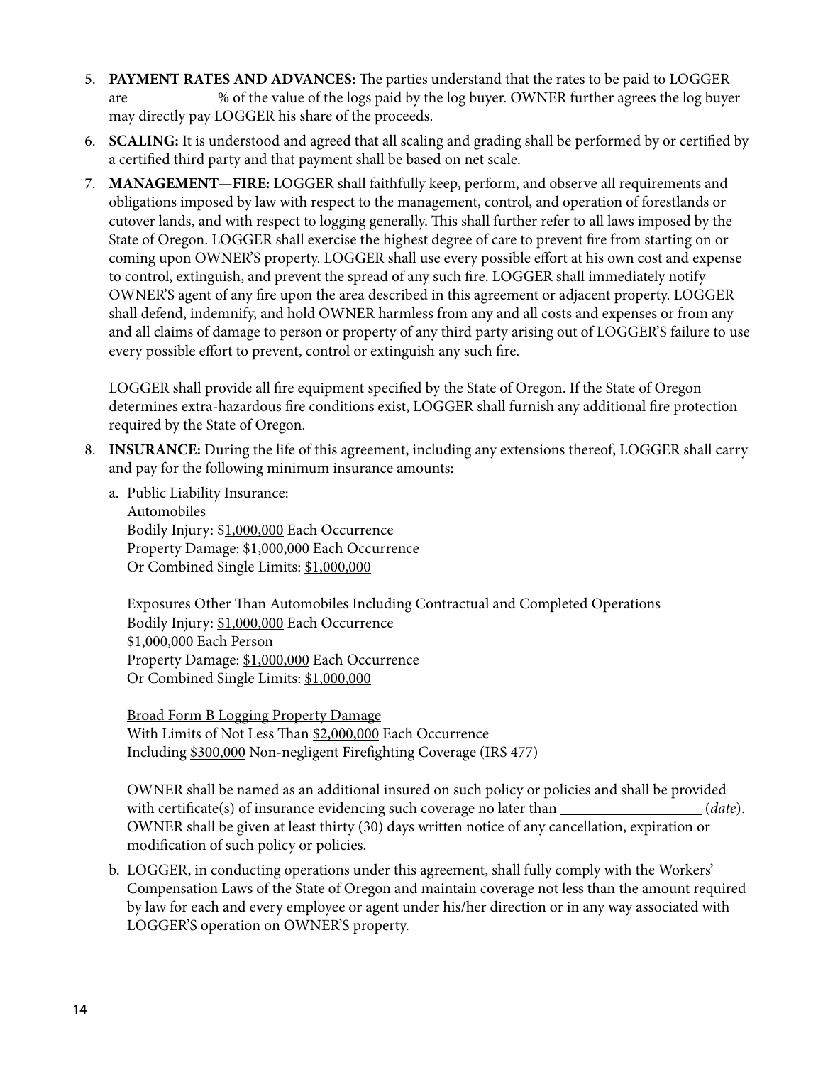5. **PAYMENT RATES AND ADVANCES:** The parties understand that the rates to be paid to LOGGER are ___________% of the value of the logs paid by the log buyer. OWNER further agrees the log buyer may directly pay LOGGER his share of the proceeds.

6. **SCALING:** It is understood and agreed that all scaling and grading shall be performed by or certified by a certified third party and that payment shall be based on net scale.

7. **MANAGEMENT—FIRE:** LOGGER shall faithfully keep, perform, and observe all requirements and obligations imposed by law with respect to the management, control, and operation of forestlands or cutover lands, and with respect to logging generally. This shall further refer to all laws imposed by the State of Oregon. LOGGER shall exercise the highest degree of care to prevent fire from starting on or coming upon OWNER'S property. LOGGER shall use every possible effort at his own cost and expense to control, extinguish, and prevent the spread of any such fire. LOGGER shall immediately notify OWNER'S agent of any fire upon the area described in this agreement or adjacent property. LOGGER shall defend, indemnify, and hold OWNER harmless from any and all costs and expenses or from any and all claims of damage to person or property of any third party arising out of LOGGER'S failure to use every possible effort to prevent, control or extinguish any such fire.

   LOGGER shall provide all fire equipment specified by the State of Oregon. If the State of Oregon determines extra-hazardous fire conditions exist, LOGGER shall furnish any additional fire protection required by the State of Oregon.

8. **INSURANCE:** During the life of this agreement, including any extensions thereof, LOGGER shall carry and pay for the following minimum insurance amounts:

   a. Public Liability Insurance:
      Automobiles
      Bodily Injury: $1,000,000 Each Occurrence
      Property Damage: $1,000,000 Each Occurrence
      Or Combined Single Limits: $1,000,000

      Exposures Other Than Automobiles Including Contractual and Completed Operations
      Bodily Injury: $1,000,000 Each Occurrence
      $1,000,000 Each Person
      Property Damage: $1,000,000 Each Occurrence
      Or Combined Single Limits: $1,000,000

      Broad Form B Logging Property Damage
      With Limits of Not Less Than $2,000,000 Each Occurrence
      Including $300,000 Non-negligent Firefighting Coverage (IRS 477)

      OWNER shall be named as an additional insured on such policy or policies and shall be provided with certificate(s) of insurance evidencing such coverage no later than _________________ (*date*). OWNER shall be given at least thirty (30) days written notice of any cancellation, expiration or modification of such policy or policies.

   b. LOGGER, in conducting operations under this agreement, shall fully comply with the Workers' Compensation Laws of the State of Oregon and maintain coverage not less than the amount required by law for each and every employee or agent under his/her direction or in any way associated with LOGGER'S operation on OWNER'S property.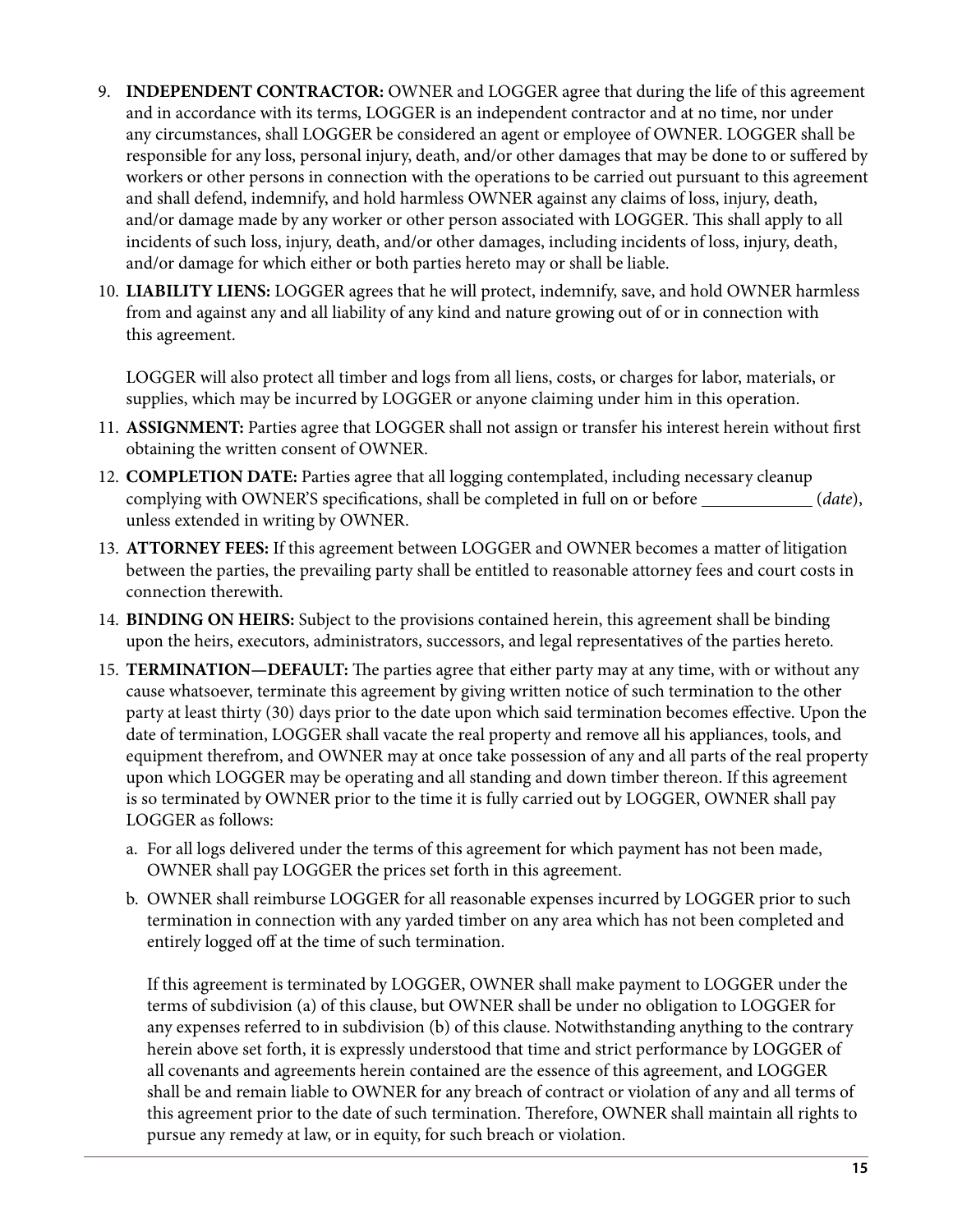9. **INDEPENDENT CONTRACTOR:** OWNER and LOGGER agree that during the life of this agreement and in accordance with its terms, LOGGER is an independent contractor and at no time, nor under any circumstances, shall LOGGER be considered an agent or employee of OWNER. LOGGER shall be responsible for any loss, personal injury, death, and/or other damages that may be done to or suffered by workers or other persons in connection with the operations to be carried out pursuant to this agreement and shall defend, indemnify, and hold harmless OWNER against any claims of loss, injury, death, and/or damage made by any worker or other person associated with LOGGER. This shall apply to all incidents of such loss, injury, death, and/or other damages, including incidents of loss, injury, death, and/or damage for which either or both parties hereto may or shall be liable.

10. **LIABILITY LIENS:** LOGGER agrees that he will protect, indemnify, save, and hold OWNER harmless from and against any and all liability of any kind and nature growing out of or in connection with this agreement.

    LOGGER will also protect all timber and logs from all liens, costs, or charges for labor, materials, or supplies, which may be incurred by LOGGER or anyone claiming under him in this operation.

11. **ASSIGNMENT:** Parties agree that LOGGER shall not assign or transfer his interest herein without first obtaining the written consent of OWNER.

12. **COMPLETION DATE:** Parties agree that all logging contemplated, including necessary cleanup complying with OWNER'S specifications, shall be completed in full on or before ____________ (*date*), unless extended in writing by OWNER.

13. **ATTORNEY FEES:** If this agreement between LOGGER and OWNER becomes a matter of litigation between the parties, the prevailing party shall be entitled to reasonable attorney fees and court costs in connection therewith.

14. **BINDING ON HEIRS:** Subject to the provisions contained herein, this agreement shall be binding upon the heirs, executors, administrators, successors, and legal representatives of the parties hereto.

15. **TERMINATION—DEFAULT:** The parties agree that either party may at any time, with or without any cause whatsoever, terminate this agreement by giving written notice of such termination to the other party at least thirty (30) days prior to the date upon which said termination becomes effective. Upon the date of termination, LOGGER shall vacate the real property and remove all his appliances, tools, and equipment therefrom, and OWNER may at once take possession of any and all parts of the real property upon which LOGGER may be operating and all standing and down timber thereon. If this agreement is so terminated by OWNER prior to the time it is fully carried out by LOGGER, OWNER shall pay LOGGER as follows:

    a. For all logs delivered under the terms of this agreement for which payment has not been made, OWNER shall pay LOGGER the prices set forth in this agreement.

    b. OWNER shall reimburse LOGGER for all reasonable expenses incurred by LOGGER prior to such termination in connection with any yarded timber on any area which has not been completed and entirely logged off at the time of such termination.

    If this agreement is terminated by LOGGER, OWNER shall make payment to LOGGER under the terms of subdivision (a) of this clause, but OWNER shall be under no obligation to LOGGER for any expenses referred to in subdivision (b) of this clause. Notwithstanding anything to the contrary herein above set forth, it is expressly understood that time and strict performance by LOGGER of all covenants and agreements herein contained are the essence of this agreement, and LOGGER shall be and remain liable to OWNER for any breach of contract or violation of any and all terms of this agreement prior to the date of such termination. Therefore, OWNER shall maintain all rights to pursue any remedy at law, or in equity, for such breach or violation.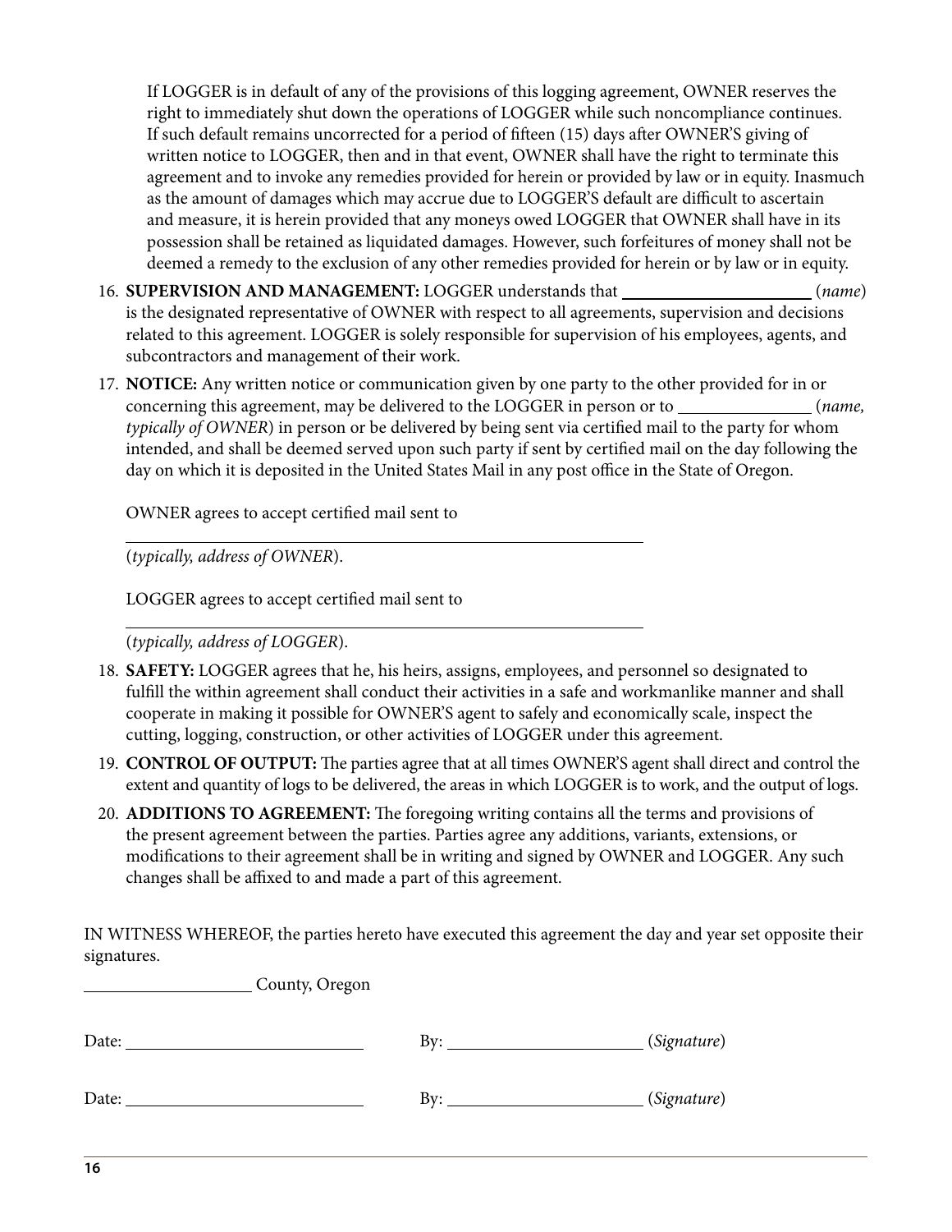If LOGGER is in default of any of the provisions of this logging agreement, OWNER reserves the right to immediately shut down the operations of LOGGER while such noncompliance continues. If such default remains uncorrected for a period of fifteen (15) days after OWNER'S giving of written notice to LOGGER, then and in that event, OWNER shall have the right to terminate this agreement and to invoke any remedies provided for herein or provided by law or in equity. Inasmuch as the amount of damages which may accrue due to LOGGER'S default are difficult to ascertain and measure, it is herein provided that any moneys owed LOGGER that OWNER shall have in its possession shall be retained as liquidated damages. However, such forfeitures of money shall not be deemed a remedy to the exclusion of any other remedies provided for herein or by law or in equity.

16. **SUPERVISION AND MANAGEMENT:** LOGGER understands that ______________________ (*name*) is the designated representative of OWNER with respect to all agreements, supervision and decisions related to this agreement. LOGGER is solely responsible for supervision of his employees, agents, and subcontractors and management of their work.

17. **NOTICE:** Any written notice or communication given by one party to the other provided for in or concerning this agreement, may be delivered to the LOGGER in person or to _______________ (*name, typically of OWNER*) in person or be delivered by being sent via certified mail to the party for whom intended, and shall be deemed served upon such party if sent by certified mail on the day following the day on which it is deposited in the United States Mail in any post office in the State of Oregon.

    OWNER agrees to accept certified mail sent to

    ______________________________________________________________

    (*typically, address of OWNER*).

    LOGGER agrees to accept certified mail sent to

    ______________________________________________________________

    (*typically, address of LOGGER*).

18. **SAFETY:** LOGGER agrees that he, his heirs, assigns, employees, and personnel so designated to fulfill the within agreement shall conduct their activities in a safe and workmanlike manner and shall cooperate in making it possible for OWNER'S agent to safely and economically scale, inspect the cutting, logging, construction, or other activities of LOGGER under this agreement.

19. **CONTROL OF OUTPUT:** The parties agree that at all times OWNER'S agent shall direct and control the extent and quantity of logs to be delivered, the areas in which LOGGER is to work, and the output of logs.

20. **ADDITIONS TO AGREEMENT:** The foregoing writing contains all the terms and provisions of the present agreement between the parties. Parties agree any additions, variants, extensions, or modifications to their agreement shall be in writing and signed by OWNER and LOGGER. Any such changes shall be affixed to and made a part of this agreement.

IN WITNESS WHEREOF, the parties hereto have executed this agreement the day and year set opposite their signatures.

____________________ County, Oregon

Date: ____________________________ By: ______________________ (*Signature*)

Date: ____________________________ By: ______________________ (*Signature*)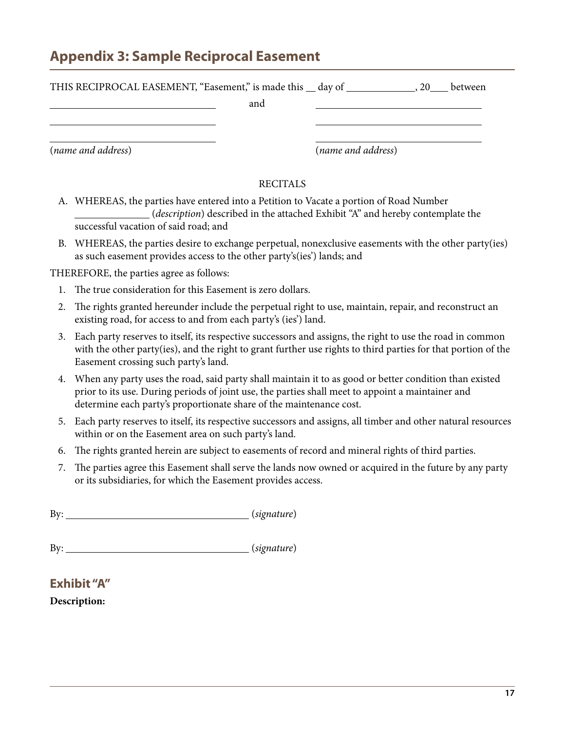## Appendix 3: Sample Reciprocal Easement

THIS RECIPROCAL EASEMENT, "Easement," is made this \_\_ day of \_\_\_\_\_\_\_\_\_\_\_\_\_, 20\_\_\_ between

\_\_\_\_\_\_\_\_\_\_\_\_\_\_\_\_\_\_\_\_\_\_\_\_\_\_\_\_\_\_\_\_ and \_\_\_\_\_\_\_\_\_\_\_\_\_\_\_\_\_\_\_\_\_\_\_\_\_\_\_\_\_\_\_\_

\_\_\_\_\_\_\_\_\_\_\_\_\_\_\_\_\_\_\_\_\_\_\_\_\_\_\_\_\_\_\_\_ \_\_\_\_\_\_\_\_\_\_\_\_\_\_\_\_\_\_\_\_\_\_\_\_\_\_\_\_\_\_\_\_

\_\_\_\_\_\_\_\_\_\_\_\_\_\_\_\_\_\_\_\_\_\_\_\_\_\_\_\_\_\_\_\_ \_\_\_\_\_\_\_\_\_\_\_\_\_\_\_\_\_\_\_\_\_\_\_\_\_\_\_\_\_\_\_\_

(*name and address*) (*name and address*)

RECITALS

A. WHEREAS, the parties have entered into a Petition to Vacate a portion of Road Number \_\_\_\_\_\_\_\_\_\_\_\_\_\_ (*description*) described in the attached Exhibit "A" and hereby contemplate the successful vacation of said road; and

B. WHEREAS, the parties desire to exchange perpetual, nonexclusive easements with the other party(ies) as such easement provides access to the other party's(ies') lands; and

THEREFORE, the parties agree as follows:

1. The true consideration for this Easement is zero dollars.
2. The rights granted hereunder include the perpetual right to use, maintain, repair, and reconstruct an existing road, for access to and from each party's (ies') land.
3. Each party reserves to itself, its respective successors and assigns, the right to use the road in common with the other party(ies), and the right to grant further use rights to third parties for that portion of the Easement crossing such party's land.
4. When any party uses the road, said party shall maintain it to as good or better condition than existed prior to its use. During periods of joint use, the parties shall meet to appoint a maintainer and determine each party's proportionate share of the maintenance cost.
5. Each party reserves to itself, its respective successors and assigns, all timber and other natural resources within or on the Easement area on such party's land.
6. The rights granted herein are subject to easements of record and mineral rights of third parties.
7. The parties agree this Easement shall serve the lands now owned or acquired in the future by any party or its subsidiaries, for which the Easement provides access.

By: \_\_\_\_\_\_\_\_\_\_\_\_\_\_\_\_\_\_\_\_\_\_\_\_\_\_\_\_\_\_\_\_\_\_\_\_ (*signature*)

By: \_\_\_\_\_\_\_\_\_\_\_\_\_\_\_\_\_\_\_\_\_\_\_\_\_\_\_\_\_\_\_\_\_\_\_\_ (*signature*)

### Exhibit "A"

**Description:**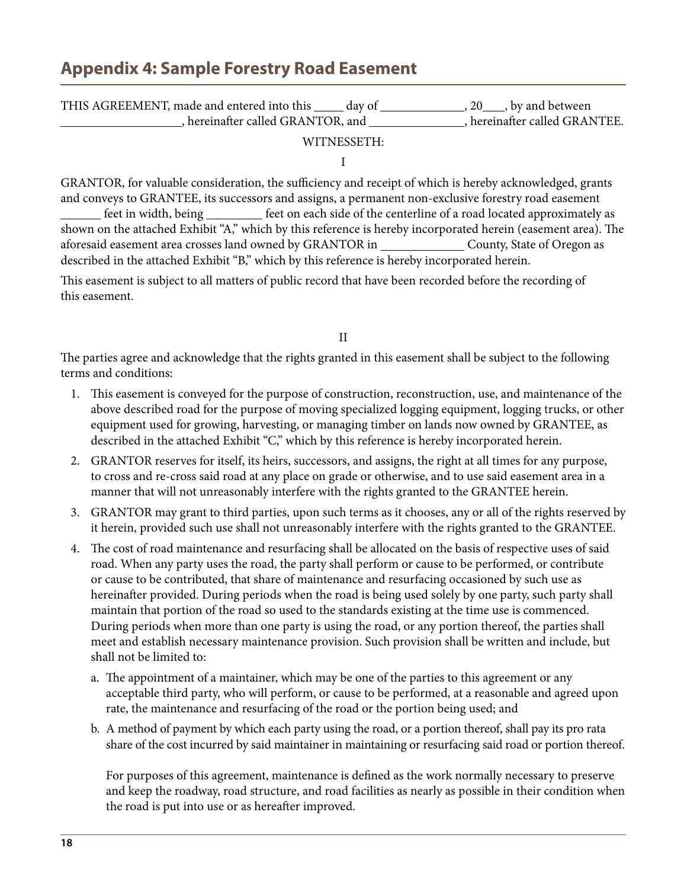## Appendix 4: Sample Forestry Road Easement

THIS AGREEMENT, made and entered into this _____ day of ______________, 20____, by and between ____________________, hereinafter called GRANTOR, and ________________, hereinafter called GRANTEE.

WITNESSETH:

I

GRANTOR, for valuable consideration, the sufficiency and receipt of which is hereby acknowledged, grants and conveys to GRANTEE, its successors and assigns, a permanent non-exclusive forestry road easement _______ feet in width, being _________ feet on each side of the centerline of a road located approximately as shown on the attached Exhibit "A," which by this reference is hereby incorporated herein (easement area). The aforesaid easement area crosses land owned by GRANTOR in ______________ County, State of Oregon as described in the attached Exhibit "B," which by this reference is hereby incorporated herein.

This easement is subject to all matters of public record that have been recorded before the recording of this easement.

II

The parties agree and acknowledge that the rights granted in this easement shall be subject to the following terms and conditions:

1. This easement is conveyed for the purpose of construction, reconstruction, use, and maintenance of the above described road for the purpose of moving specialized logging equipment, logging trucks, or other equipment used for growing, harvesting, or managing timber on lands now owned by GRANTEE, as described in the attached Exhibit "C," which by this reference is hereby incorporated herein.
2. GRANTOR reserves for itself, its heirs, successors, and assigns, the right at all times for any purpose, to cross and re-cross said road at any place on grade or otherwise, and to use said easement area in a manner that will not unreasonably interfere with the rights granted to the GRANTEE herein.
3. GRANTOR may grant to third parties, upon such terms as it chooses, any or all of the rights reserved by it herein, provided such use shall not unreasonably interfere with the rights granted to the GRANTEE.
4. The cost of road maintenance and resurfacing shall be allocated on the basis of respective uses of said road. When any party uses the road, the party shall perform or cause to be performed, or contribute or cause to be contributed, that share of maintenance and resurfacing occasioned by such use as hereinafter provided. During periods when the road is being used solely by one party, such party shall maintain that portion of the road so used to the standards existing at the time use is commenced. During periods when more than one party is using the road, or any portion thereof, the parties shall meet and establish necessary maintenance provision. Such provision shall be written and include, but shall not be limited to:
   a. The appointment of a maintainer, which may be one of the parties to this agreement or any acceptable third party, who will perform, or cause to be performed, at a reasonable and agreed upon rate, the maintenance and resurfacing of the road or the portion being used; and
   b. A method of payment by which each party using the road, or a portion thereof, shall pay its pro rata share of the cost incurred by said maintainer in maintaining or resurfacing said road or portion thereof.

   For purposes of this agreement, maintenance is defined as the work normally necessary to preserve and keep the roadway, road structure, and road facilities as nearly as possible in their condition when the road is put into use or as hereafter improved.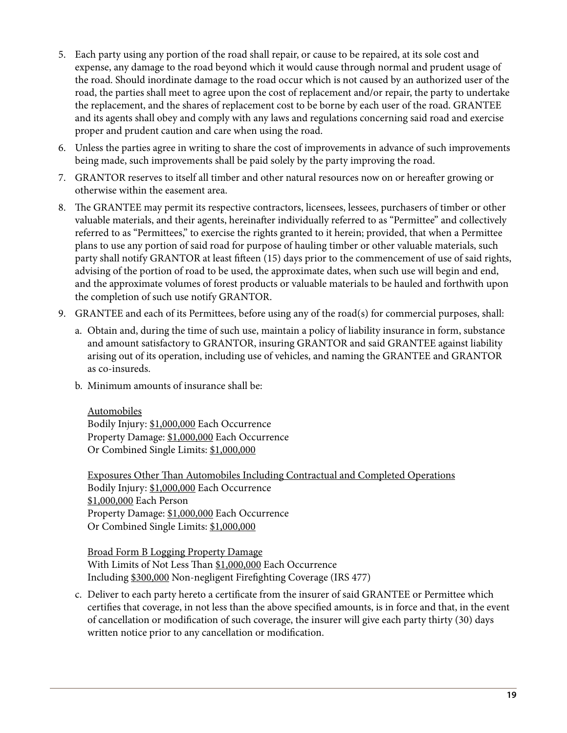5. Each party using any portion of the road shall repair, or cause to be repaired, at its sole cost and expense, any damage to the road beyond which it would cause through normal and prudent usage of the road. Should inordinate damage to the road occur which is not caused by an authorized user of the road, the parties shall meet to agree upon the cost of replacement and/or repair, the party to undertake the replacement, and the shares of replacement cost to be borne by each user of the road. GRANTEE and its agents shall obey and comply with any laws and regulations concerning said road and exercise proper and prudent caution and care when using the road.
6. Unless the parties agree in writing to share the cost of improvements in advance of such improvements being made, such improvements shall be paid solely by the party improving the road.
7. GRANTOR reserves to itself all timber and other natural resources now on or hereafter growing or otherwise within the easement area.
8. The GRANTEE may permit its respective contractors, licensees, lessees, purchasers of timber or other valuable materials, and their agents, hereinafter individually referred to as "Permittee" and collectively referred to as "Permittees," to exercise the rights granted to it herein; provided, that when a Permittee plans to use any portion of said road for purpose of hauling timber or other valuable materials, such party shall notify GRANTOR at least fifteen (15) days prior to the commencement of use of said rights, advising of the portion of road to be used, the approximate dates, when such use will begin and end, and the approximate volumes of forest products or valuable materials to be hauled and forthwith upon the completion of such use notify GRANTOR.
9. GRANTEE and each of its Permittees, before using any of the road(s) for commercial purposes, shall:
   a. Obtain and, during the time of such use, maintain a policy of liability insurance in form, substance and amount satisfactory to GRANTOR, insuring GRANTOR and said GRANTEE against liability arising out of its operation, including use of vehicles, and naming the GRANTEE and GRANTOR as co-insureds.
   b. Minimum amounts of insurance shall be:

      <u>Automobiles</u>
      Bodily Injury: <u>$1,000,000</u> Each Occurrence
      Property Damage: <u>$1,000,000</u> Each Occurrence
      Or Combined Single Limits: <u>$1,000,000</u>

      <u>Exposures Other Than Automobiles Including Contractual and Completed Operations</u>
      Bodily Injury: <u>$1,000,000</u> Each Occurrence
      <u>$1,000,000</u> Each Person
      Property Damage: <u>$1,000,000</u> Each Occurrence
      Or Combined Single Limits: <u>$1,000,000</u>

      <u>Broad Form B Logging Property Damage</u>
      With Limits of Not Less Than <u>$1,000,000</u> Each Occurrence
      Including <u>$300,000</u> Non-negligent Firefighting Coverage (IRS 477)

   c. Deliver to each party hereto a certificate from the insurer of said GRANTEE or Permittee which certifies that coverage, in not less than the above specified amounts, is in force and that, in the event of cancellation or modification of such coverage, the insurer will give each party thirty (30) days written notice prior to any cancellation or modification.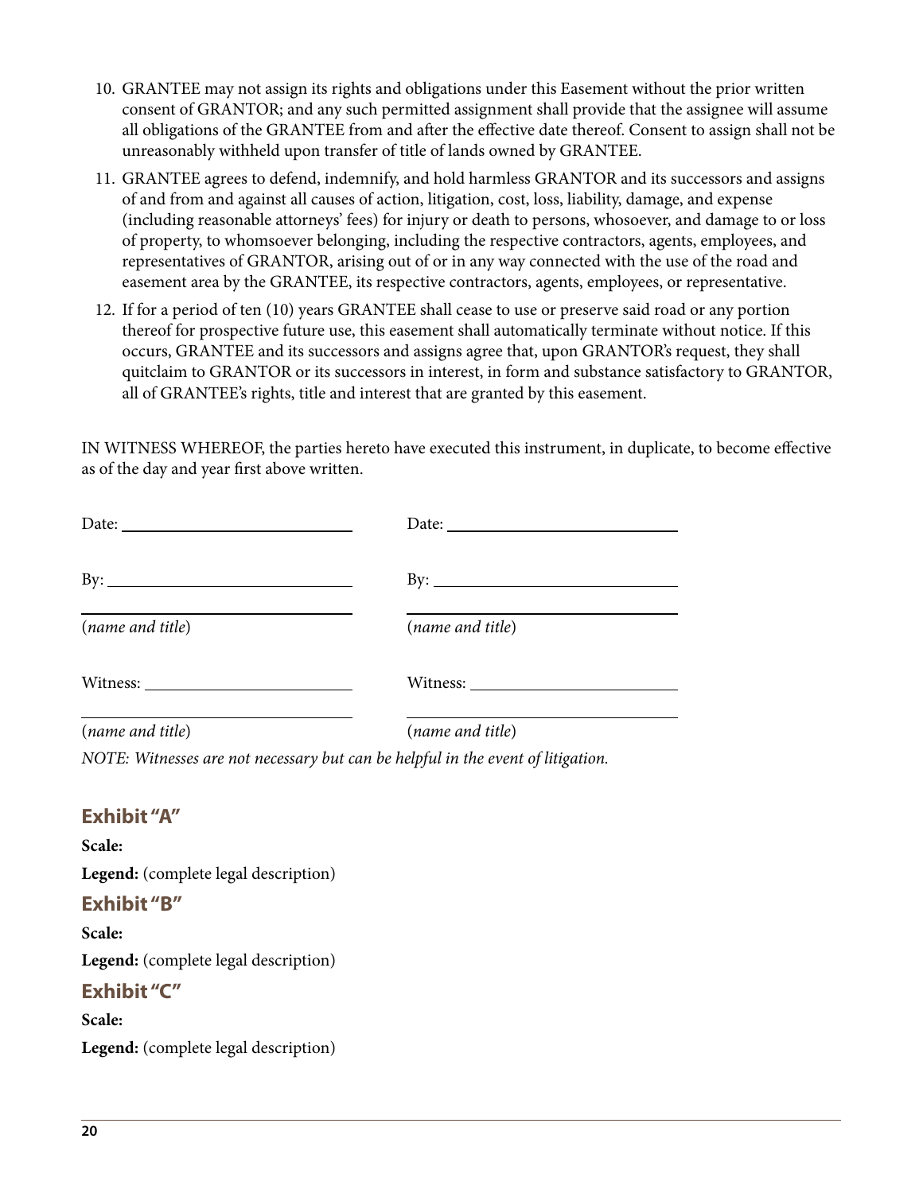10. GRANTEE may not assign its rights and obligations under this Easement without the prior written consent of GRANTOR; and any such permitted assignment shall provide that the assignee will assume all obligations of the GRANTEE from and after the effective date thereof. Consent to assign shall not be unreasonably withheld upon transfer of title of lands owned by GRANTEE.

11. GRANTEE agrees to defend, indemnify, and hold harmless GRANTOR and its successors and assigns of and from and against all causes of action, litigation, cost, loss, liability, damage, and expense (including reasonable attorneys' fees) for injury or death to persons, whosoever, and damage to or loss of property, to whomsoever belonging, including the respective contractors, agents, employees, and representatives of GRANTOR, arising out of or in any way connected with the use of the road and easement area by the GRANTEE, its respective contractors, agents, employees, or representative.

12. If for a period of ten (10) years GRANTEE shall cease to use or preserve said road or any portion thereof for prospective future use, this easement shall automatically terminate without notice. If this occurs, GRANTEE and its successors and assigns agree that, upon GRANTOR's request, they shall quitclaim to GRANTOR or its successors in interest, in form and substance satisfactory to GRANTOR, all of GRANTEE's rights, title and interest that are granted by this easement.

IN WITNESS WHEREOF, the parties hereto have executed this instrument, in duplicate, to become effective as of the day and year first above written.

| | |
|---|---|
| Date: ______________________ | Date: ______________________ |
| By: ______________________ | By: ______________________ |
| ______________________ | ______________________ |
| (*name and title*) | (*name and title*) |
| Witness: ______________________ | Witness: ______________________ |
| ______________________ | ______________________ |
| (*name and title*) | (*name and title*) |

*NOTE: Witnesses are not necessary but can be helpful in the event of litigation.*

## Exhibit "A"

**Scale:**

**Legend:** (complete legal description)

## Exhibit "B"

**Scale:**

**Legend:** (complete legal description)

## Exhibit "C"

**Scale:**

**Legend:** (complete legal description)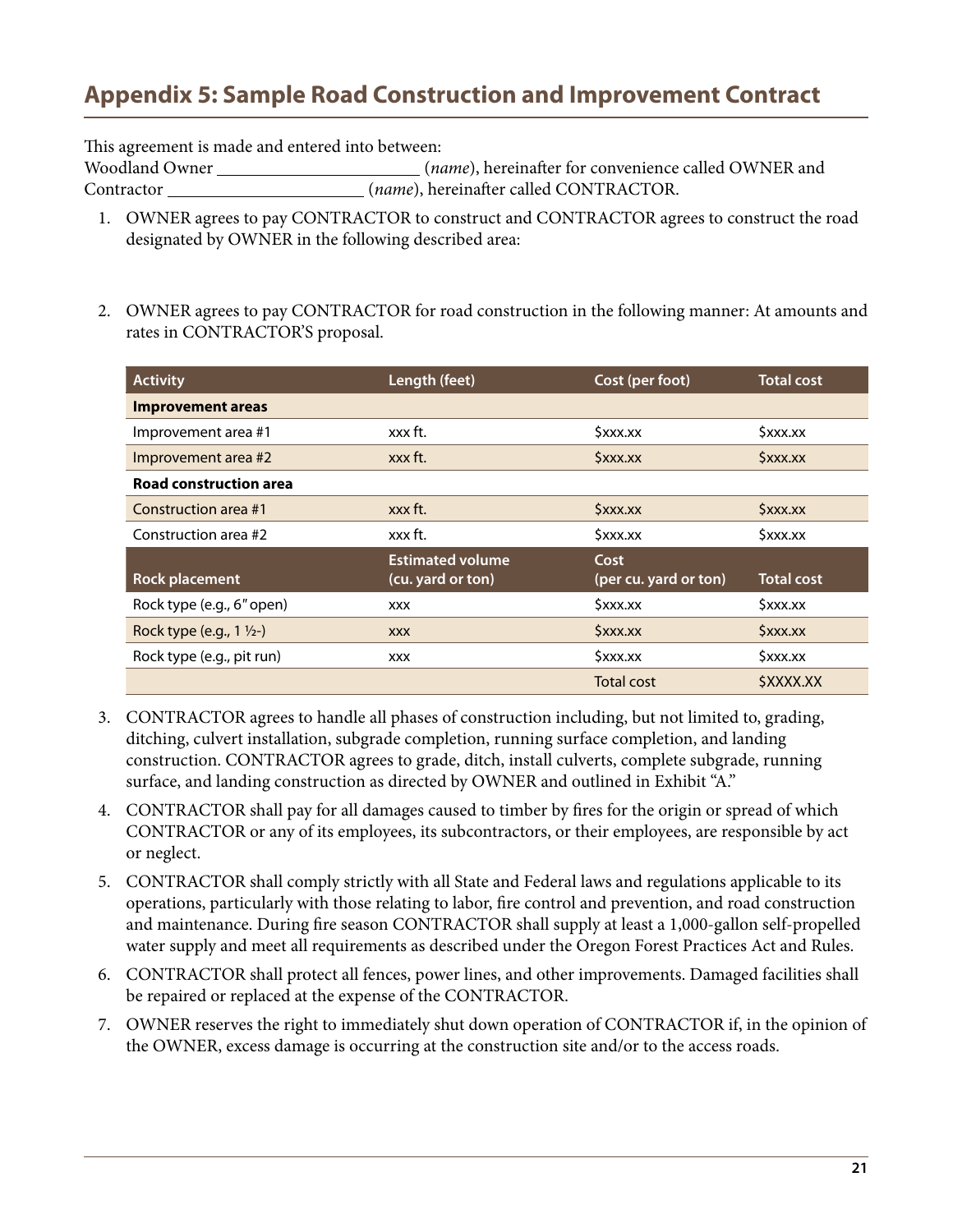## Appendix 5: Sample Road Construction and Improvement Contract

This agreement is made and entered into between:
Woodland Owner ______________________ (*name*), hereinafter for convenience called OWNER and
Contractor ______________________ (*name*), hereinafter called CONTRACTOR.

1. OWNER agrees to pay CONTRACTOR to construct and CONTRACTOR agrees to construct the road designated by OWNER in the following described area:

2. OWNER agrees to pay CONTRACTOR for road construction in the following manner: At amounts and rates in CONTRACTOR'S proposal.

| Activity | Length (feet) | Cost (per foot) | Total cost |
|---|---|---|---|
| **Improvement areas** | | | |
| Improvement area #1 | xxx ft. | $xxx.xx | $xxx.xx |
| Improvement area #2 | xxx ft. | $xxx.xx | $xxx.xx |
| **Road construction area** | | | |
| Construction area #1 | xxx ft. | $xxx.xx | $xxx.xx |
| Construction area #2 | xxx ft. | $xxx.xx | $xxx.xx |
| **Rock placement** | **Estimated volume (cu. yard or ton)** | **Cost (per cu. yard or ton)** | **Total cost** |
| Rock type (e.g., 6″ open) | xxx | $xxx.xx | $xxx.xx |
| Rock type (e.g., 1 ½-) | xxx | $xxx.xx | $xxx.xx |
| Rock type (e.g., pit run) | xxx | $xxx.xx | $xxx.xx |
| | | Total cost | $XXXX.XX |

3. CONTRACTOR agrees to handle all phases of construction including, but not limited to, grading, ditching, culvert installation, subgrade completion, running surface completion, and landing construction. CONTRACTOR agrees to grade, ditch, install culverts, complete subgrade, running surface, and landing construction as directed by OWNER and outlined in Exhibit "A."

4. CONTRACTOR shall pay for all damages caused to timber by fires for the origin or spread of which CONTRACTOR or any of its employees, its subcontractors, or their employees, are responsible by act or neglect.

5. CONTRACTOR shall comply strictly with all State and Federal laws and regulations applicable to its operations, particularly with those relating to labor, fire control and prevention, and road construction and maintenance. During fire season CONTRACTOR shall supply at least a 1,000-gallon self-propelled water supply and meet all requirements as described under the Oregon Forest Practices Act and Rules.

6. CONTRACTOR shall protect all fences, power lines, and other improvements. Damaged facilities shall be repaired or replaced at the expense of the CONTRACTOR.

7. OWNER reserves the right to immediately shut down operation of CONTRACTOR if, in the opinion of the OWNER, excess damage is occurring at the construction site and/or to the access roads.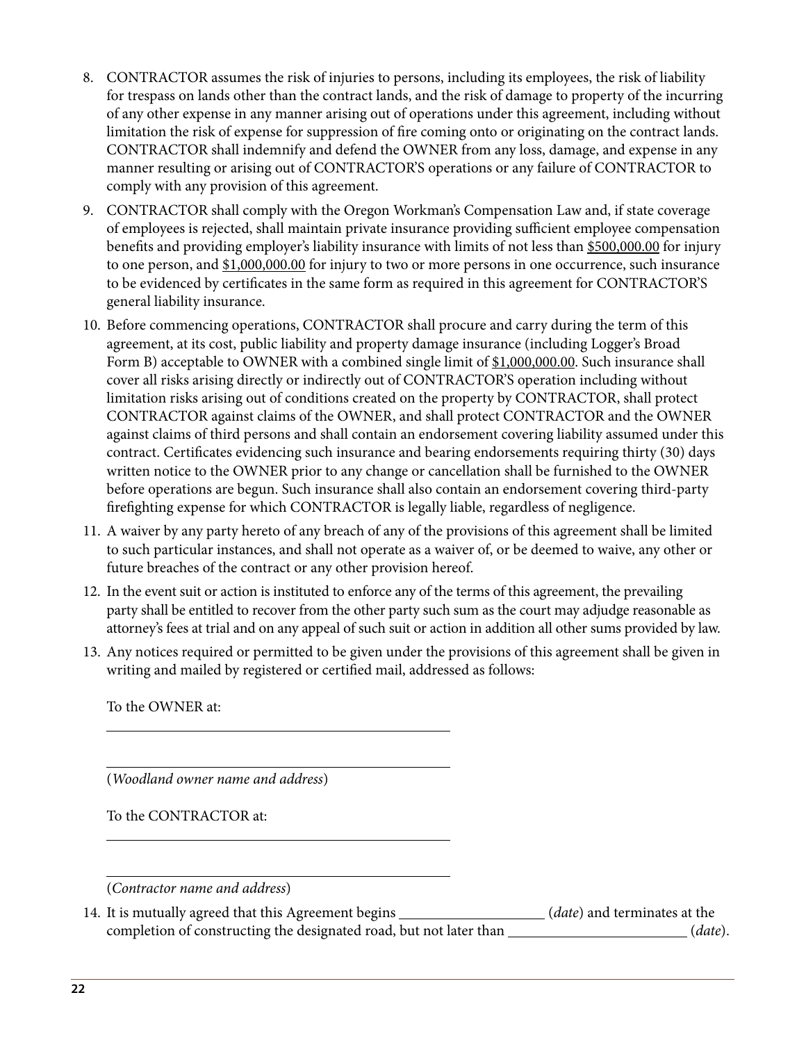8. CONTRACTOR assumes the risk of injuries to persons, including its employees, the risk of liability for trespass on lands other than the contract lands, and the risk of damage to property of the incurring of any other expense in any manner arising out of operations under this agreement, including without limitation the risk of expense for suppression of fire coming onto or originating on the contract lands. CONTRACTOR shall indemnify and defend the OWNER from any loss, damage, and expense in any manner resulting or arising out of CONTRACTOR'S operations or any failure of CONTRACTOR to comply with any provision of this agreement.

9. CONTRACTOR shall comply with the Oregon Workman's Compensation Law and, if state coverage of employees is rejected, shall maintain private insurance providing sufficient employee compensation benefits and providing employer's liability insurance with limits of not less than <u>$500,000.00</u> for injury to one person, and <u>$1,000,000.00</u> for injury to two or more persons in one occurrence, such insurance to be evidenced by certificates in the same form as required in this agreement for CONTRACTOR'S general liability insurance.

10. Before commencing operations, CONTRACTOR shall procure and carry during the term of this agreement, at its cost, public liability and property damage insurance (including Logger's Broad Form B) acceptable to OWNER with a combined single limit of <u>$1,000,000.00</u>. Such insurance shall cover all risks arising directly or indirectly out of CONTRACTOR'S operation including without limitation risks arising out of conditions created on the property by CONTRACTOR, shall protect CONTRACTOR against claims of the OWNER, and shall protect CONTRACTOR and the OWNER against claims of third persons and shall contain an endorsement covering liability assumed under this contract. Certificates evidencing such insurance and bearing endorsements requiring thirty (30) days written notice to the OWNER prior to any change or cancellation shall be furnished to the OWNER before operations are begun. Such insurance shall also contain an endorsement covering third-party firefighting expense for which CONTRACTOR is legally liable, regardless of negligence.

11. A waiver by any party hereto of any breach of any of the provisions of this agreement shall be limited to such particular instances, and shall not operate as a waiver of, or be deemed to waive, any other or future breaches of the contract or any other provision hereof.

12. In the event suit or action is instituted to enforce any of the terms of this agreement, the prevailing party shall be entitled to recover from the other party such sum as the court may adjudge reasonable as attorney's fees at trial and on any appeal of such suit or action in addition all other sums provided by law.

13. Any notices required or permitted to be given under the provisions of this agreement shall be given in writing and mailed by registered or certified mail, addressed as follows:

    To the OWNER at:

    ______________________________________________

    ______________________________________________

    (*Woodland owner name and address*)

    To the CONTRACTOR at:

    ______________________________________________

    ______________________________________________

    (*Contractor name and address*)

14. It is mutually agreed that this Agreement begins ____________________ (*date*) and terminates at the completion of constructing the designated road, but not later than ________________________ (*date*).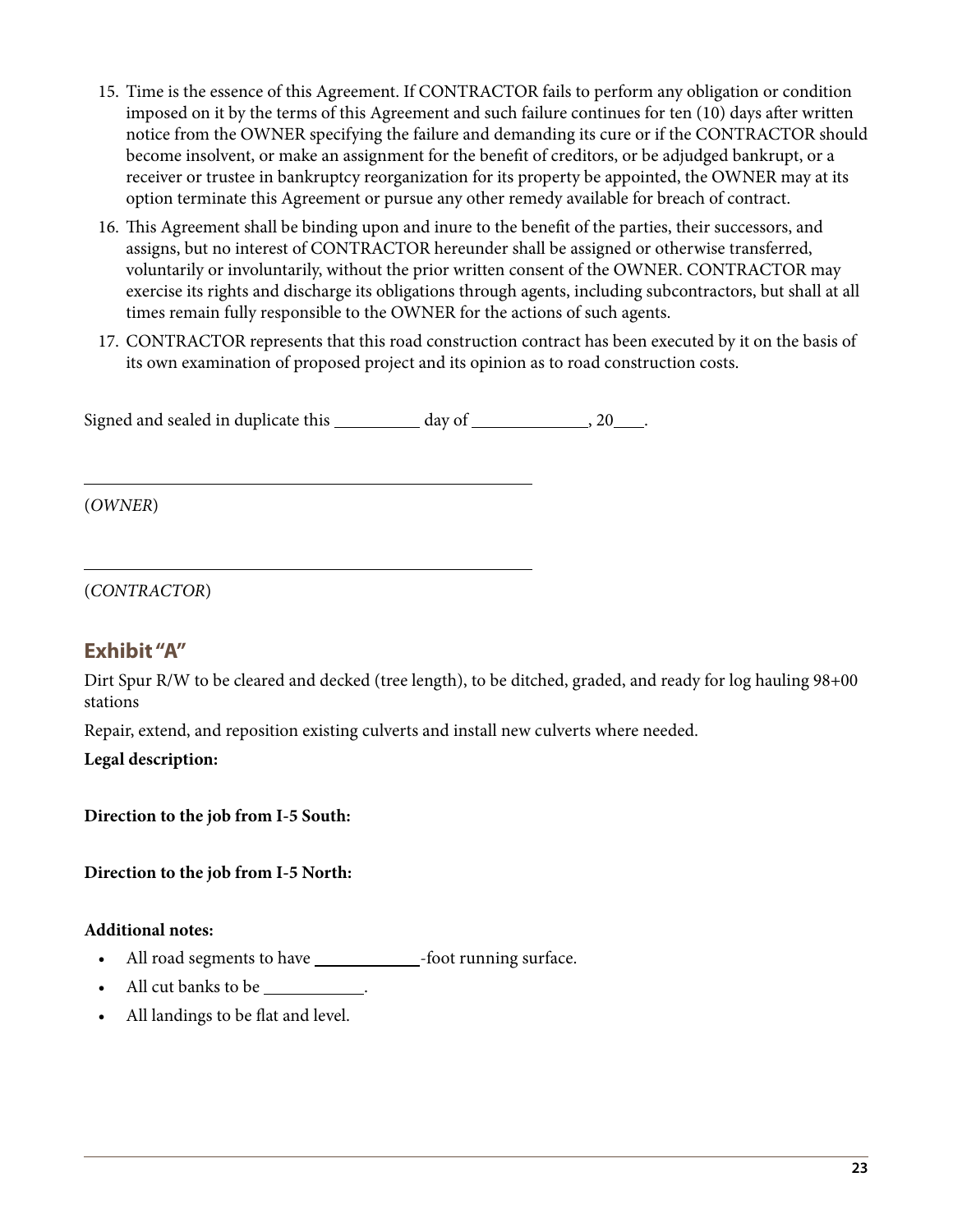15. Time is the essence of this Agreement. If CONTRACTOR fails to perform any obligation or condition imposed on it by the terms of this Agreement and such failure continues for ten (10) days after written notice from the OWNER specifying the failure and demanding its cure or if the CONTRACTOR should become insolvent, or make an assignment for the benefit of creditors, or be adjudged bankrupt, or a receiver or trustee in bankruptcy reorganization for its property be appointed, the OWNER may at its option terminate this Agreement or pursue any other remedy available for breach of contract.
16. This Agreement shall be binding upon and inure to the benefit of the parties, their successors, and assigns, but no interest of CONTRACTOR hereunder shall be assigned or otherwise transferred, voluntarily or involuntarily, without the prior written consent of the OWNER. CONTRACTOR may exercise its rights and discharge its obligations through agents, including subcontractors, but shall at all times remain fully responsible to the OWNER for the actions of such agents.
17. CONTRACTOR represents that this road construction contract has been executed by it on the basis of its own examination of proposed project and its opinion as to road construction costs.

Signed and sealed in duplicate this __________ day of _____________, 20____.

_______________________________________________

(*OWNER*)

_______________________________________________

(*CONTRACTOR*)

## Exhibit "A"

Dirt Spur R/W to be cleared and decked (tree length), to be ditched, graded, and ready for log hauling 98+00 stations

Repair, extend, and reposition existing culverts and install new culverts where needed.

**Legal description:**

**Direction to the job from I-5 South:**

**Direction to the job from I-5 North:**

**Additional notes:**

- All road segments to have ____________-foot running surface.
- All cut banks to be ___________.
- All landings to be flat and level.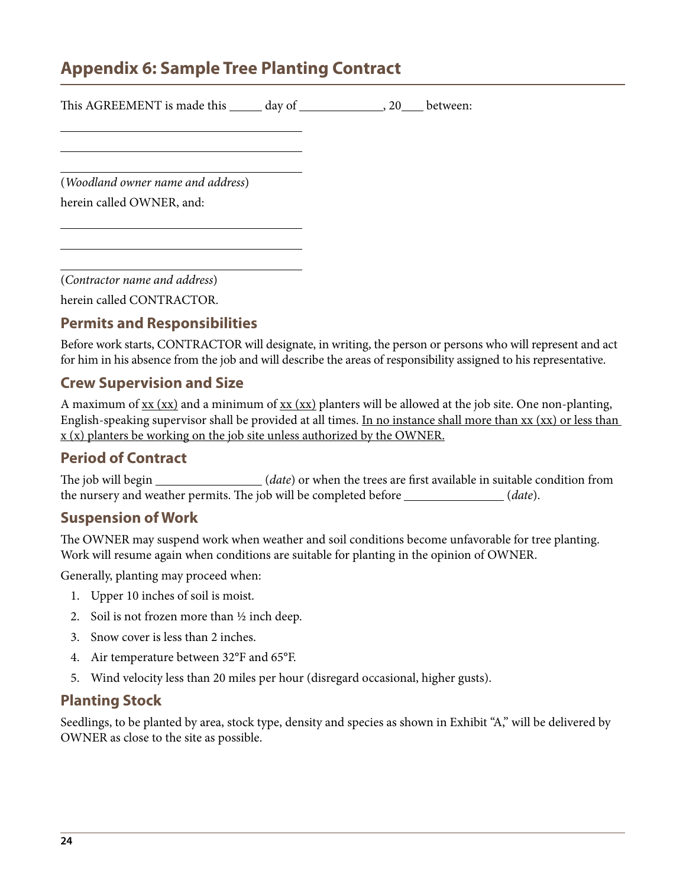## Appendix 6: Sample Tree Planting Contract

This AGREEMENT is made this _____ day of _____________, 20___ between:

_______________________________________

_______________________________________

_______________________________________

(*Woodland owner name and address*)

herein called OWNER, and:

_______________________________________

_______________________________________

_______________________________________

(*Contractor name and address*)

herein called CONTRACTOR.

### Permits and Responsibilities

Before work starts, CONTRACTOR will designate, in writing, the person or persons who will represent and act for him in his absence from the job and will describe the areas of responsibility assigned to his representative.

### Crew Supervision and Size

A maximum of <u>xx (xx)</u> and a minimum of <u>xx (xx)</u> planters will be allowed at the job site. One non-planting, English-speaking supervisor shall be provided at all times. <u>In no instance shall more than xx (xx) or less than x (x) planters be working on the job site unless authorized by the OWNER.</u>

### Period of Contract

The job will begin ________________ (*date*) or when the trees are first available in suitable condition from the nursery and weather permits. The job will be completed before _______________ (*date*).

### Suspension of Work

The OWNER may suspend work when weather and soil conditions become unfavorable for tree planting. Work will resume again when conditions are suitable for planting in the opinion of OWNER.

Generally, planting may proceed when:

1. Upper 10 inches of soil is moist.
2. Soil is not frozen more than ½ inch deep.
3. Snow cover is less than 2 inches.
4. Air temperature between 32°F and 65°F.
5. Wind velocity less than 20 miles per hour (disregard occasional, higher gusts).

### Planting Stock

Seedlings, to be planted by area, stock type, density and species as shown in Exhibit "A," will be delivered by OWNER as close to the site as possible.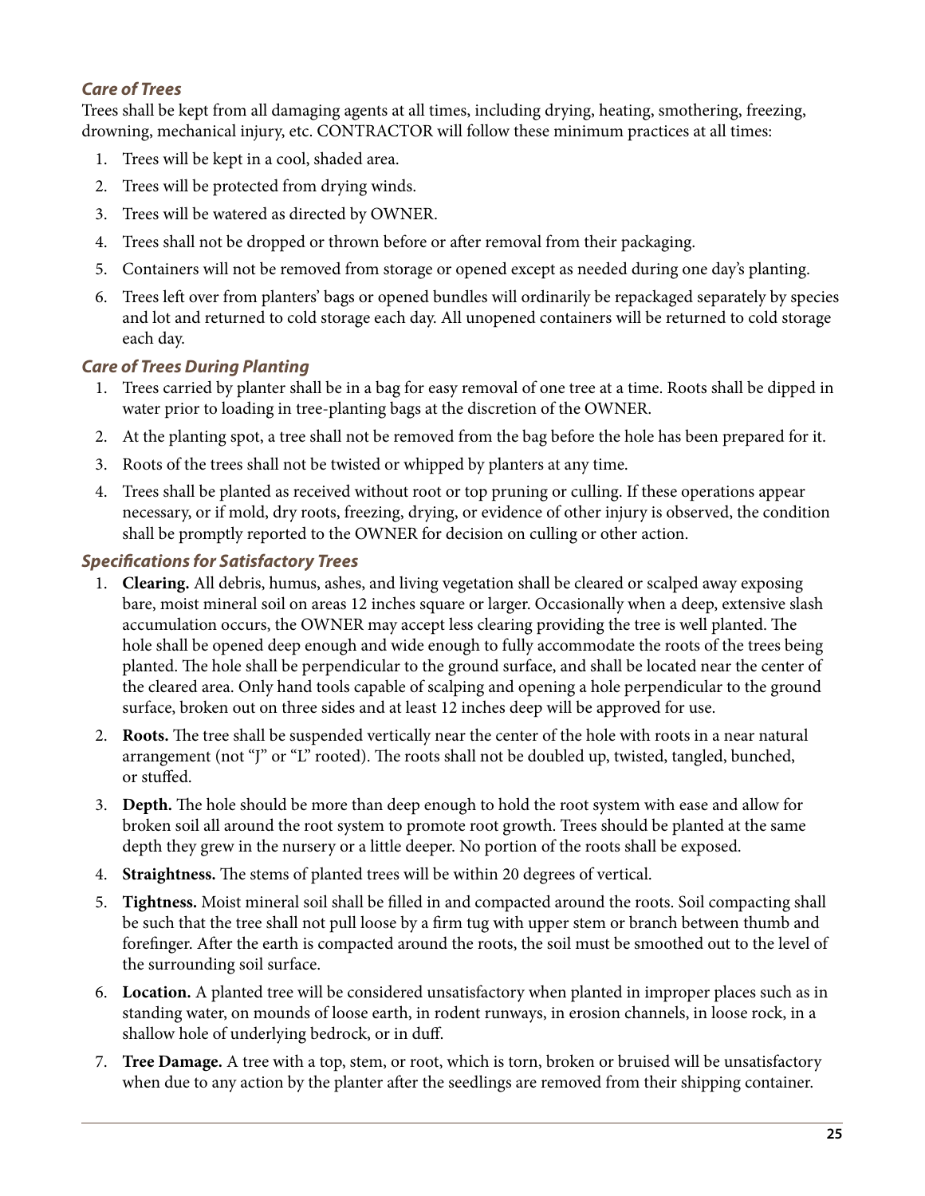### *Care of Trees*

Trees shall be kept from all damaging agents at all times, including drying, heating, smothering, freezing, drowning, mechanical injury, etc. CONTRACTOR will follow these minimum practices at all times:

1. Trees will be kept in a cool, shaded area.
2. Trees will be protected from drying winds.
3. Trees will be watered as directed by OWNER.
4. Trees shall not be dropped or thrown before or after removal from their packaging.
5. Containers will not be removed from storage or opened except as needed during one day's planting.
6. Trees left over from planters' bags or opened bundles will ordinarily be repackaged separately by species and lot and returned to cold storage each day. All unopened containers will be returned to cold storage each day.

### *Care of Trees During Planting*

1. Trees carried by planter shall be in a bag for easy removal of one tree at a time. Roots shall be dipped in water prior to loading in tree-planting bags at the discretion of the OWNER.
2. At the planting spot, a tree shall not be removed from the bag before the hole has been prepared for it.
3. Roots of the trees shall not be twisted or whipped by planters at any time.
4. Trees shall be planted as received without root or top pruning or culling. If these operations appear necessary, or if mold, dry roots, freezing, drying, or evidence of other injury is observed, the condition shall be promptly reported to the OWNER for decision on culling or other action.

### *Specifications for Satisfactory Trees*

1. **Clearing.** All debris, humus, ashes, and living vegetation shall be cleared or scalped away exposing bare, moist mineral soil on areas 12 inches square or larger. Occasionally when a deep, extensive slash accumulation occurs, the OWNER may accept less clearing providing the tree is well planted. The hole shall be opened deep enough and wide enough to fully accommodate the roots of the trees being planted. The hole shall be perpendicular to the ground surface, and shall be located near the center of the cleared area. Only hand tools capable of scalping and opening a hole perpendicular to the ground surface, broken out on three sides and at least 12 inches deep will be approved for use.
2. **Roots.** The tree shall be suspended vertically near the center of the hole with roots in a near natural arrangement (not "J" or "L" rooted). The roots shall not be doubled up, twisted, tangled, bunched, or stuffed.
3. **Depth.** The hole should be more than deep enough to hold the root system with ease and allow for broken soil all around the root system to promote root growth. Trees should be planted at the same depth they grew in the nursery or a little deeper. No portion of the roots shall be exposed.
4. **Straightness.** The stems of planted trees will be within 20 degrees of vertical.
5. **Tightness.** Moist mineral soil shall be filled in and compacted around the roots. Soil compacting shall be such that the tree shall not pull loose by a firm tug with upper stem or branch between thumb and forefinger. After the earth is compacted around the roots, the soil must be smoothed out to the level of the surrounding soil surface.
6. **Location.** A planted tree will be considered unsatisfactory when planted in improper places such as in standing water, on mounds of loose earth, in rodent runways, in erosion channels, in loose rock, in a shallow hole of underlying bedrock, or in duff.
7. **Tree Damage.** A tree with a top, stem, or root, which is torn, broken or bruised will be unsatisfactory when due to any action by the planter after the seedlings are removed from their shipping container.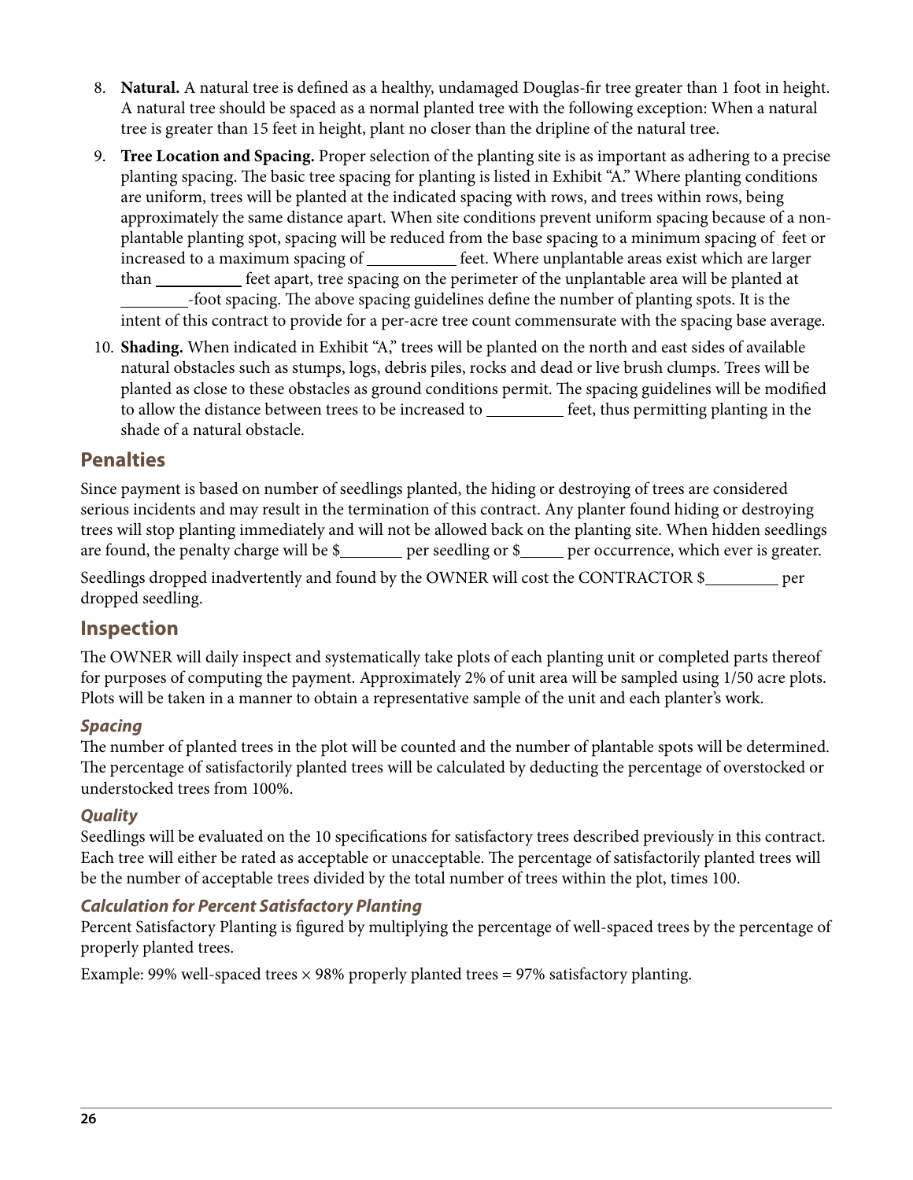8. **Natural.** A natural tree is defined as a healthy, undamaged Douglas-fir tree greater than 1 foot in height. A natural tree should be spaced as a normal planted tree with the following exception: When a natural tree is greater than 15 feet in height, plant no closer than the dripline of the natural tree.
9. **Tree Location and Spacing.** Proper selection of the planting site is as important as adhering to a precise planting spacing. The basic tree spacing for planting is listed in Exhibit "A." Where planting conditions are uniform, trees will be planted at the indicated spacing with rows, and trees within rows, being approximately the same distance apart. When site conditions prevent uniform spacing because of a non-plantable planting spot, spacing will be reduced from the base spacing to a minimum spacing of ___ feet or increased to a maximum spacing of __________ feet. Where unplantable areas exist which are larger than __________ feet apart, tree spacing on the perimeter of the unplantable area will be planted at ________-foot spacing. The above spacing guidelines define the number of planting spots. It is the intent of this contract to provide for a per-acre tree count commensurate with the spacing base average.
10. **Shading.** When indicated in Exhibit "A," trees will be planted on the north and east sides of available natural obstacles such as stumps, logs, debris piles, rocks and dead or live brush clumps. Trees will be planted as close to these obstacles as ground conditions permit. The spacing guidelines will be modified to allow the distance between trees to be increased to _________ feet, thus permitting planting in the shade of a natural obstacle.

## Penalties

Since payment is based on number of seedlings planted, the hiding or destroying of trees are considered serious incidents and may result in the termination of this contract. Any planter found hiding or destroying trees will stop planting immediately and will not be allowed back on the planting site. When hidden seedlings are found, the penalty charge will be $_______ per seedling or $_____ per occurrence, which ever is greater.

Seedlings dropped inadvertently and found by the OWNER will cost the CONTRACTOR $_________ per dropped seedling.

## Inspection

The OWNER will daily inspect and systematically take plots of each planting unit or completed parts thereof for purposes of computing the payment. Approximately 2% of unit area will be sampled using 1/50 acre plots. Plots will be taken in a manner to obtain a representative sample of the unit and each planter's work.

### *Spacing*

The number of planted trees in the plot will be counted and the number of plantable spots will be determined. The percentage of satisfactorily planted trees will be calculated by deducting the percentage of overstocked or understocked trees from 100%.

### *Quality*

Seedlings will be evaluated on the 10 specifications for satisfactory trees described previously in this contract. Each tree will either be rated as acceptable or unacceptable. The percentage of satisfactorily planted trees will be the number of acceptable trees divided by the total number of trees within the plot, times 100.

### *Calculation for Percent Satisfactory Planting*

Percent Satisfactory Planting is figured by multiplying the percentage of well-spaced trees by the percentage of properly planted trees.

Example: 99% well-spaced trees × 98% properly planted trees = 97% satisfactory planting.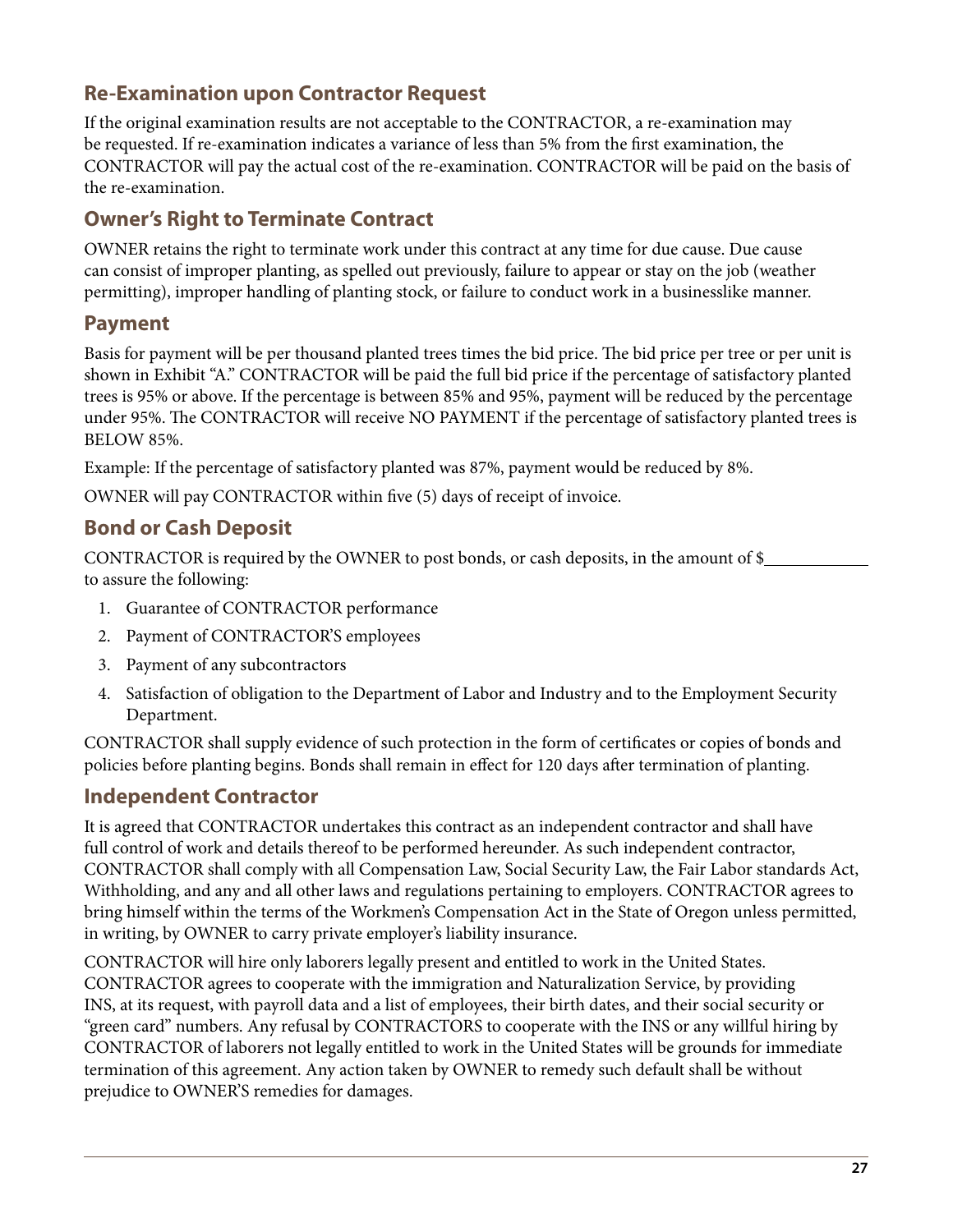## Re-Examination upon Contractor Request

If the original examination results are not acceptable to the CONTRACTOR, a re-examination may be requested. If re-examination indicates a variance of less than 5% from the first examination, the CONTRACTOR will pay the actual cost of the re-examination. CONTRACTOR will be paid on the basis of the re-examination.

## Owner's Right to Terminate Contract

OWNER retains the right to terminate work under this contract at any time for due cause. Due cause can consist of improper planting, as spelled out previously, failure to appear or stay on the job (weather permitting), improper handling of planting stock, or failure to conduct work in a businesslike manner.

## Payment

Basis for payment will be per thousand planted trees times the bid price. The bid price per tree or per unit is shown in Exhibit "A." CONTRACTOR will be paid the full bid price if the percentage of satisfactory planted trees is 95% or above. If the percentage is between 85% and 95%, payment will be reduced by the percentage under 95%. The CONTRACTOR will receive NO PAYMENT if the percentage of satisfactory planted trees is BELOW 85%.

Example: If the percentage of satisfactory planted was 87%, payment would be reduced by 8%.

OWNER will pay CONTRACTOR within five (5) days of receipt of invoice.

## Bond or Cash Deposit

CONTRACTOR is required by the OWNER to post bonds, or cash deposits, in the amount of $\_\_\_\_\_\_\_\_\_\_\_\_ to assure the following:

1. Guarantee of CONTRACTOR performance
2. Payment of CONTRACTOR'S employees
3. Payment of any subcontractors
4. Satisfaction of obligation to the Department of Labor and Industry and to the Employment Security Department.

CONTRACTOR shall supply evidence of such protection in the form of certificates or copies of bonds and policies before planting begins. Bonds shall remain in effect for 120 days after termination of planting.

## Independent Contractor

It is agreed that CONTRACTOR undertakes this contract as an independent contractor and shall have full control of work and details thereof to be performed hereunder. As such independent contractor, CONTRACTOR shall comply with all Compensation Law, Social Security Law, the Fair Labor standards Act, Withholding, and any and all other laws and regulations pertaining to employers. CONTRACTOR agrees to bring himself within the terms of the Workmen's Compensation Act in the State of Oregon unless permitted, in writing, by OWNER to carry private employer's liability insurance.

CONTRACTOR will hire only laborers legally present and entitled to work in the United States. CONTRACTOR agrees to cooperate with the immigration and Naturalization Service, by providing INS, at its request, with payroll data and a list of employees, their birth dates, and their social security or "green card" numbers. Any refusal by CONTRACTORS to cooperate with the INS or any willful hiring by CONTRACTOR of laborers not legally entitled to work in the United States will be grounds for immediate termination of this agreement. Any action taken by OWNER to remedy such default shall be without prejudice to OWNER'S remedies for damages.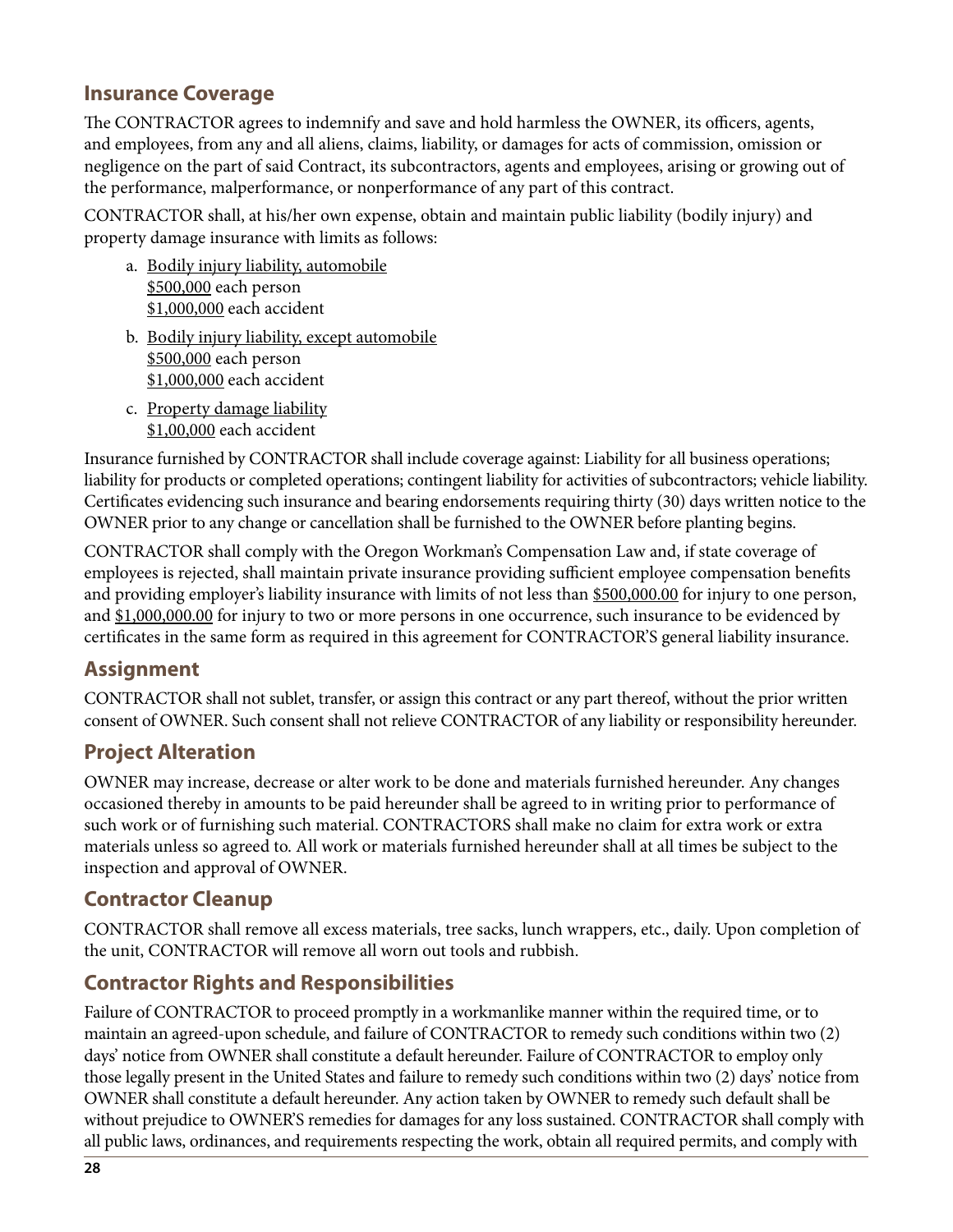## Insurance Coverage

The CONTRACTOR agrees to indemnify and save and hold harmless the OWNER, its officers, agents, and employees, from any and all aliens, claims, liability, or damages for acts of commission, omission or negligence on the part of said Contract, its subcontractors, agents and employees, arising or growing out of the performance, malperformance, or nonperformance of any part of this contract.

CONTRACTOR shall, at his/her own expense, obtain and maintain public liability (bodily injury) and property damage insurance with limits as follows:

a. Bodily injury liability, automobile
   $500,000 each person
   $1,000,000 each accident

b. Bodily injury liability, except automobile
   $500,000 each person
   $1,000,000 each accident

c. Property damage liability
   $1,00,000 each accident

Insurance furnished by CONTRACTOR shall include coverage against: Liability for all business operations; liability for products or completed operations; contingent liability for activities of subcontractors; vehicle liability. Certificates evidencing such insurance and bearing endorsements requiring thirty (30) days written notice to the OWNER prior to any change or cancellation shall be furnished to the OWNER before planting begins.

CONTRACTOR shall comply with the Oregon Workman's Compensation Law and, if state coverage of employees is rejected, shall maintain private insurance providing sufficient employee compensation benefits and providing employer's liability insurance with limits of not less than $500,000.00 for injury to one person, and $1,000,000.00 for injury to two or more persons in one occurrence, such insurance to be evidenced by certificates in the same form as required in this agreement for CONTRACTOR'S general liability insurance.

## Assignment

CONTRACTOR shall not sublet, transfer, or assign this contract or any part thereof, without the prior written consent of OWNER. Such consent shall not relieve CONTRACTOR of any liability or responsibility hereunder.

## Project Alteration

OWNER may increase, decrease or alter work to be done and materials furnished hereunder. Any changes occasioned thereby in amounts to be paid hereunder shall be agreed to in writing prior to performance of such work or of furnishing such material. CONTRACTORS shall make no claim for extra work or extra materials unless so agreed to. All work or materials furnished hereunder shall at all times be subject to the inspection and approval of OWNER.

## Contractor Cleanup

CONTRACTOR shall remove all excess materials, tree sacks, lunch wrappers, etc., daily. Upon completion of the unit, CONTRACTOR will remove all worn out tools and rubbish.

## Contractor Rights and Responsibilities

Failure of CONTRACTOR to proceed promptly in a workmanlike manner within the required time, or to maintain an agreed-upon schedule, and failure of CONTRACTOR to remedy such conditions within two (2) days' notice from OWNER shall constitute a default hereunder. Failure of CONTRACTOR to employ only those legally present in the United States and failure to remedy such conditions within two (2) days' notice from OWNER shall constitute a default hereunder. Any action taken by OWNER to remedy such default shall be without prejudice to OWNER'S remedies for damages for any loss sustained. CONTRACTOR shall comply with all public laws, ordinances, and requirements respecting the work, obtain all required permits, and comply with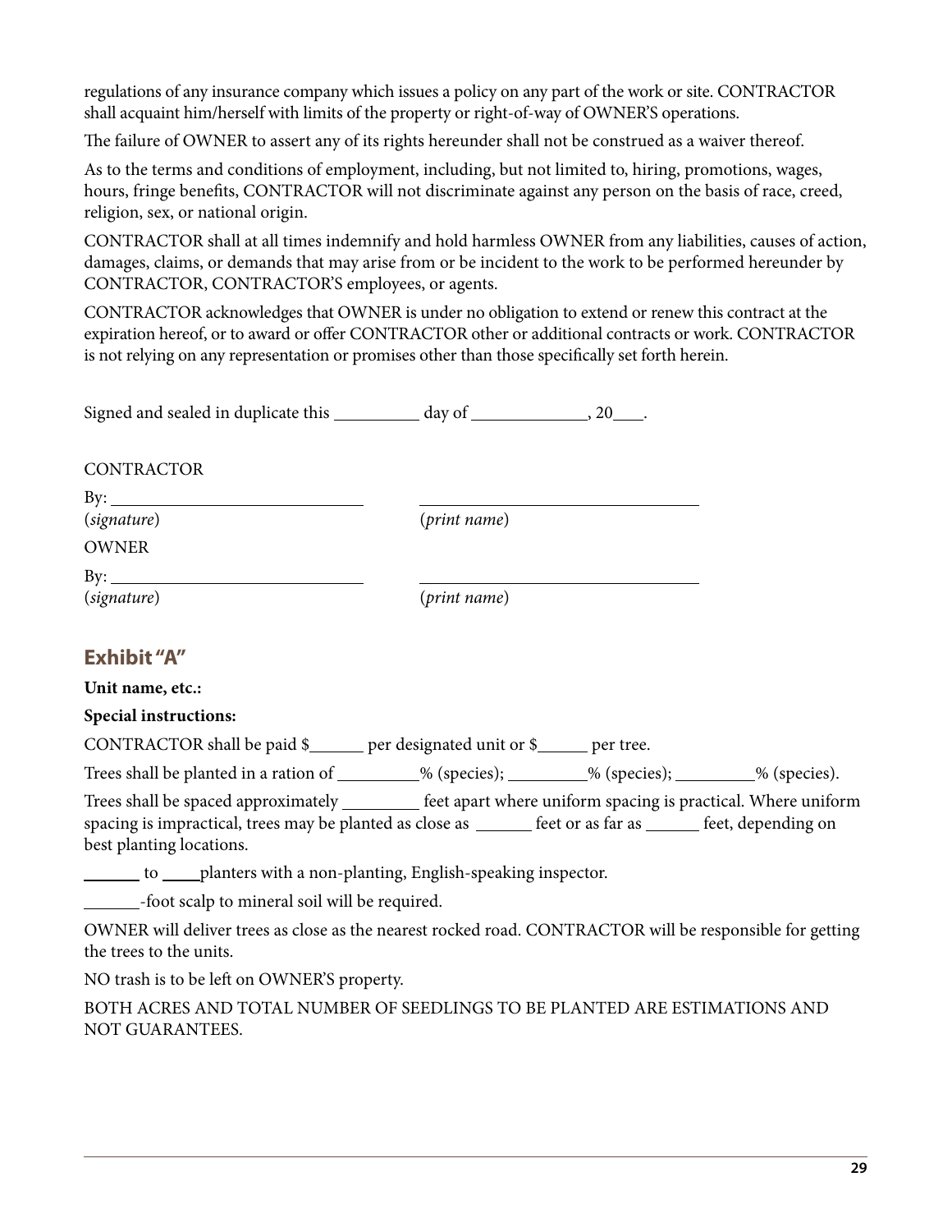regulations of any insurance company which issues a policy on any part of the work or site. CONTRACTOR shall acquaint him/herself with limits of the property or right-of-way of OWNER'S operations.

The failure of OWNER to assert any of its rights hereunder shall not be construed as a waiver thereof.

As to the terms and conditions of employment, including, but not limited to, hiring, promotions, wages, hours, fringe benefits, CONTRACTOR will not discriminate against any person on the basis of race, creed, religion, sex, or national origin.

CONTRACTOR shall at all times indemnify and hold harmless OWNER from any liabilities, causes of action, damages, claims, or demands that may arise from or be incident to the work to be performed hereunder by CONTRACTOR, CONTRACTOR'S employees, or agents.

CONTRACTOR acknowledges that OWNER is under no obligation to extend or renew this contract at the expiration hereof, or to award or offer CONTRACTOR other or additional contracts or work. CONTRACTOR is not relying on any representation or promises other than those specifically set forth herein.

Signed and sealed in duplicate this __________ day of _____________, 20____.

CONTRACTOR

By: ______________________________ ________________________________

(*signature*) (*print name*)

OWNER

By: ______________________________ ________________________________

(*signature*) (*print name*)

## Exhibit "A"

**Unit name, etc.:**

**Special instructions:**

CONTRACTOR shall be paid $______ per designated unit or $______ per tree.

Trees shall be planted in a ration of _________% (species); _________% (species); _________% (species).

Trees shall be spaced approximately _________ feet apart where uniform spacing is practical. Where uniform spacing is impractical, trees may be planted as close as ______ feet or as far as ______ feet, depending on best planting locations.

_______ to _____planters with a non-planting, English-speaking inspector.

_______-foot scalp to mineral soil will be required.

OWNER will deliver trees as close as the nearest rocked road. CONTRACTOR will be responsible for getting the trees to the units.

NO trash is to be left on OWNER'S property.

BOTH ACRES AND TOTAL NUMBER OF SEEDLINGS TO BE PLANTED ARE ESTIMATIONS AND NOT GUARANTEES.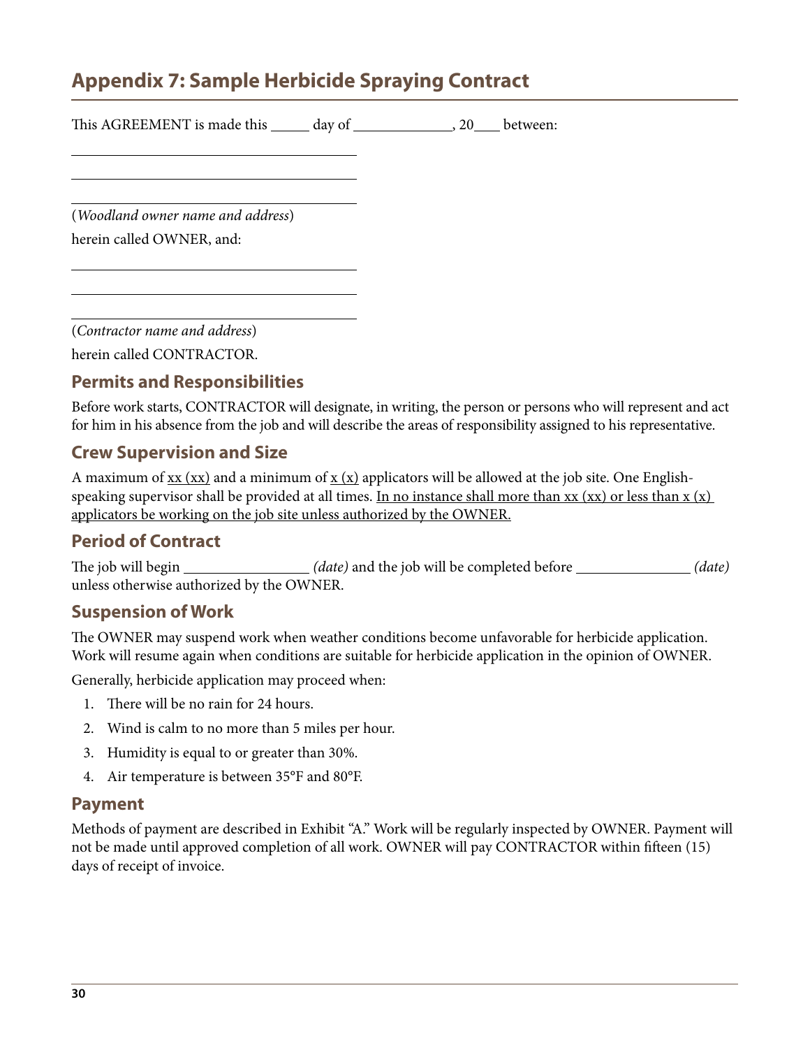## Appendix 7: Sample Herbicide Spraying Contract

This AGREEMENT is made this _____ day of _____________, 20___ between:

_______________________________________

_______________________________________

_______________________________________

(*Woodland owner name and address*)

herein called OWNER, and:

_______________________________________

_______________________________________

_______________________________________

(*Contractor name and address*)

herein called CONTRACTOR.

### Permits and Responsibilities

Before work starts, CONTRACTOR will designate, in writing, the person or persons who will represent and act for him in his absence from the job and will describe the areas of responsibility assigned to his representative.

### Crew Supervision and Size

A maximum of <u>xx (xx)</u> and a minimum of <u>x (x)</u> applicators will be allowed at the job site. One English-speaking supervisor shall be provided at all times. <u>In no instance shall more than xx (xx) or less than x (x) applicators be working on the job site unless authorized by the OWNER.</u>

### Period of Contract

The job will begin ________________ *(date)* and the job will be completed before _______________ *(date)* unless otherwise authorized by the OWNER.

### Suspension of Work

The OWNER may suspend work when weather conditions become unfavorable for herbicide application. Work will resume again when conditions are suitable for herbicide application in the opinion of OWNER.

Generally, herbicide application may proceed when:

1. There will be no rain for 24 hours.
2. Wind is calm to no more than 5 miles per hour.
3. Humidity is equal to or greater than 30%.
4. Air temperature is between 35°F and 80°F.

### Payment

Methods of payment are described in Exhibit "A." Work will be regularly inspected by OWNER. Payment will not be made until approved completion of all work. OWNER will pay CONTRACTOR within fifteen (15) days of receipt of invoice.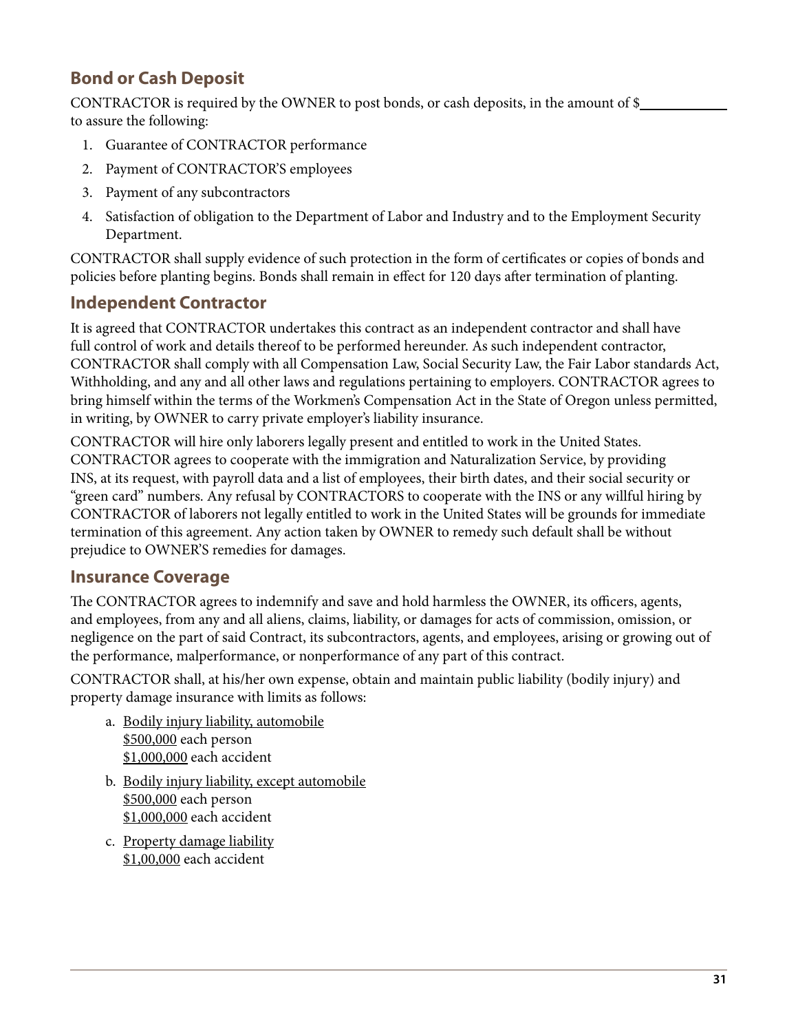## Bond or Cash Deposit

CONTRACTOR is required by the OWNER to post bonds, or cash deposits, in the amount of $____________ to assure the following:

1. Guarantee of CONTRACTOR performance
2. Payment of CONTRACTOR'S employees
3. Payment of any subcontractors
4. Satisfaction of obligation to the Department of Labor and Industry and to the Employment Security Department.

CONTRACTOR shall supply evidence of such protection in the form of certificates or copies of bonds and policies before planting begins. Bonds shall remain in effect for 120 days after termination of planting.

## Independent Contractor

It is agreed that CONTRACTOR undertakes this contract as an independent contractor and shall have full control of work and details thereof to be performed hereunder. As such independent contractor, CONTRACTOR shall comply with all Compensation Law, Social Security Law, the Fair Labor standards Act, Withholding, and any and all other laws and regulations pertaining to employers. CONTRACTOR agrees to bring himself within the terms of the Workmen's Compensation Act in the State of Oregon unless permitted, in writing, by OWNER to carry private employer's liability insurance.

CONTRACTOR will hire only laborers legally present and entitled to work in the United States. CONTRACTOR agrees to cooperate with the immigration and Naturalization Service, by providing INS, at its request, with payroll data and a list of employees, their birth dates, and their social security or "green card" numbers. Any refusal by CONTRACTORS to cooperate with the INS or any willful hiring by CONTRACTOR of laborers not legally entitled to work in the United States will be grounds for immediate termination of this agreement. Any action taken by OWNER to remedy such default shall be without prejudice to OWNER'S remedies for damages.

## Insurance Coverage

The CONTRACTOR agrees to indemnify and save and hold harmless the OWNER, its officers, agents, and employees, from any and all aliens, claims, liability, or damages for acts of commission, omission, or negligence on the part of said Contract, its subcontractors, agents, and employees, arising or growing out of the performance, malperformance, or nonperformance of any part of this contract.

CONTRACTOR shall, at his/her own expense, obtain and maintain public liability (bodily injury) and property damage insurance with limits as follows:

a. <u>Bodily injury liability, automobile</u>
   <u>$500,000</u> each person
   <u>$1,000,000</u> each accident

b. <u>Bodily injury liability, except automobile</u>
   <u>$500,000</u> each person
   <u>$1,000,000</u> each accident

c. <u>Property damage liability</u>
   <u>$1,00,000</u> each accident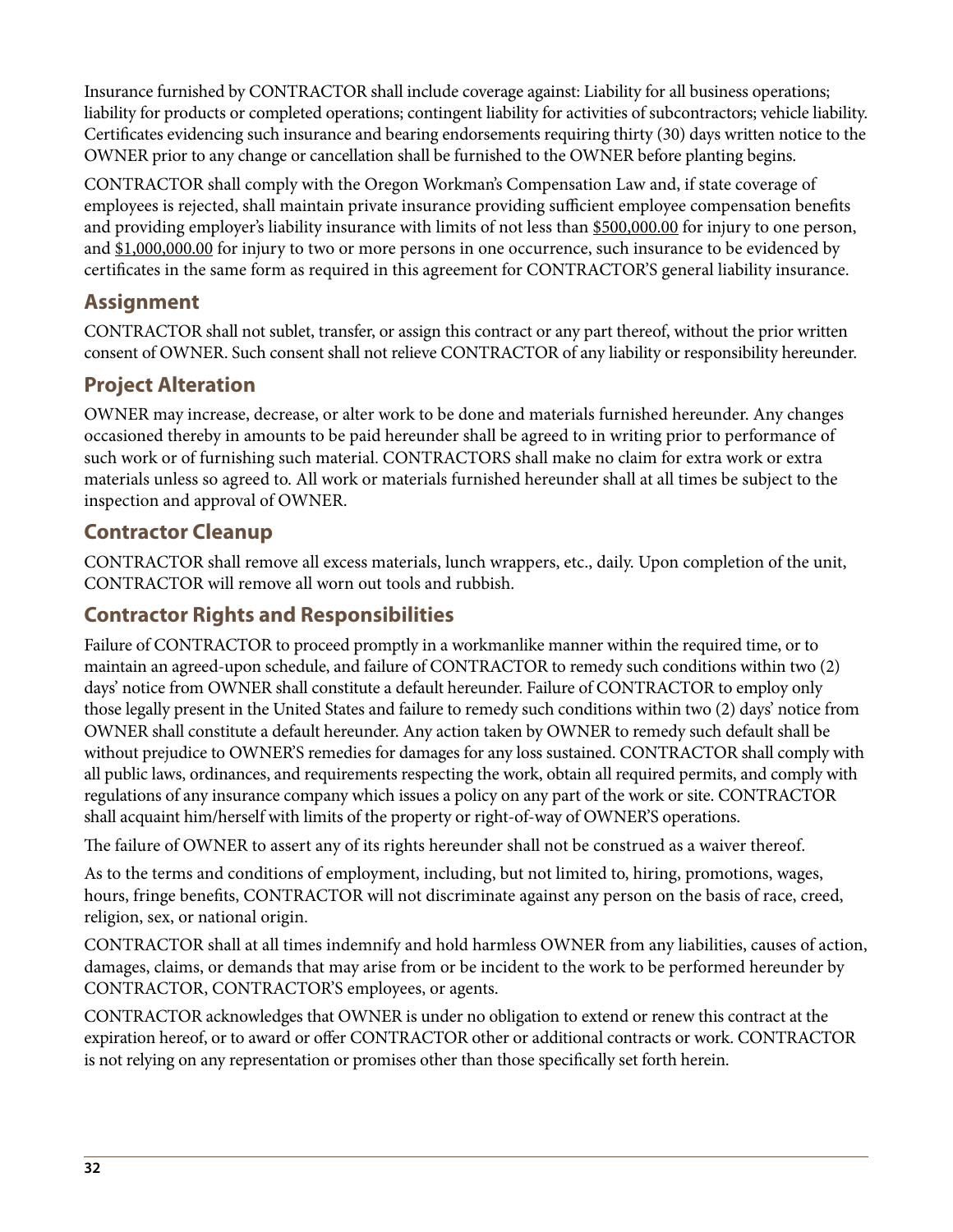Insurance furnished by CONTRACTOR shall include coverage against: Liability for all business operations; liability for products or completed operations; contingent liability for activities of subcontractors; vehicle liability. Certificates evidencing such insurance and bearing endorsements requiring thirty (30) days written notice to the OWNER prior to any change or cancellation shall be furnished to the OWNER before planting begins.

CONTRACTOR shall comply with the Oregon Workman's Compensation Law and, if state coverage of employees is rejected, shall maintain private insurance providing sufficient employee compensation benefits and providing employer's liability insurance with limits of not less than $500,000.00 for injury to one person, and $1,000,000.00 for injury to two or more persons in one occurrence, such insurance to be evidenced by certificates in the same form as required in this agreement for CONTRACTOR'S general liability insurance.

## Assignment

CONTRACTOR shall not sublet, transfer, or assign this contract or any part thereof, without the prior written consent of OWNER. Such consent shall not relieve CONTRACTOR of any liability or responsibility hereunder.

## Project Alteration

OWNER may increase, decrease, or alter work to be done and materials furnished hereunder. Any changes occasioned thereby in amounts to be paid hereunder shall be agreed to in writing prior to performance of such work or of furnishing such material. CONTRACTORS shall make no claim for extra work or extra materials unless so agreed to. All work or materials furnished hereunder shall at all times be subject to the inspection and approval of OWNER.

## Contractor Cleanup

CONTRACTOR shall remove all excess materials, lunch wrappers, etc., daily. Upon completion of the unit, CONTRACTOR will remove all worn out tools and rubbish.

## Contractor Rights and Responsibilities

Failure of CONTRACTOR to proceed promptly in a workmanlike manner within the required time, or to maintain an agreed-upon schedule, and failure of CONTRACTOR to remedy such conditions within two (2) days' notice from OWNER shall constitute a default hereunder. Failure of CONTRACTOR to employ only those legally present in the United States and failure to remedy such conditions within two (2) days' notice from OWNER shall constitute a default hereunder. Any action taken by OWNER to remedy such default shall be without prejudice to OWNER'S remedies for damages for any loss sustained. CONTRACTOR shall comply with all public laws, ordinances, and requirements respecting the work, obtain all required permits, and comply with regulations of any insurance company which issues a policy on any part of the work or site. CONTRACTOR shall acquaint him/herself with limits of the property or right-of-way of OWNER'S operations.

The failure of OWNER to assert any of its rights hereunder shall not be construed as a waiver thereof.

As to the terms and conditions of employment, including, but not limited to, hiring, promotions, wages, hours, fringe benefits, CONTRACTOR will not discriminate against any person on the basis of race, creed, religion, sex, or national origin.

CONTRACTOR shall at all times indemnify and hold harmless OWNER from any liabilities, causes of action, damages, claims, or demands that may arise from or be incident to the work to be performed hereunder by CONTRACTOR, CONTRACTOR'S employees, or agents.

CONTRACTOR acknowledges that OWNER is under no obligation to extend or renew this contract at the expiration hereof, or to award or offer CONTRACTOR other or additional contracts or work. CONTRACTOR is not relying on any representation or promises other than those specifically set forth herein.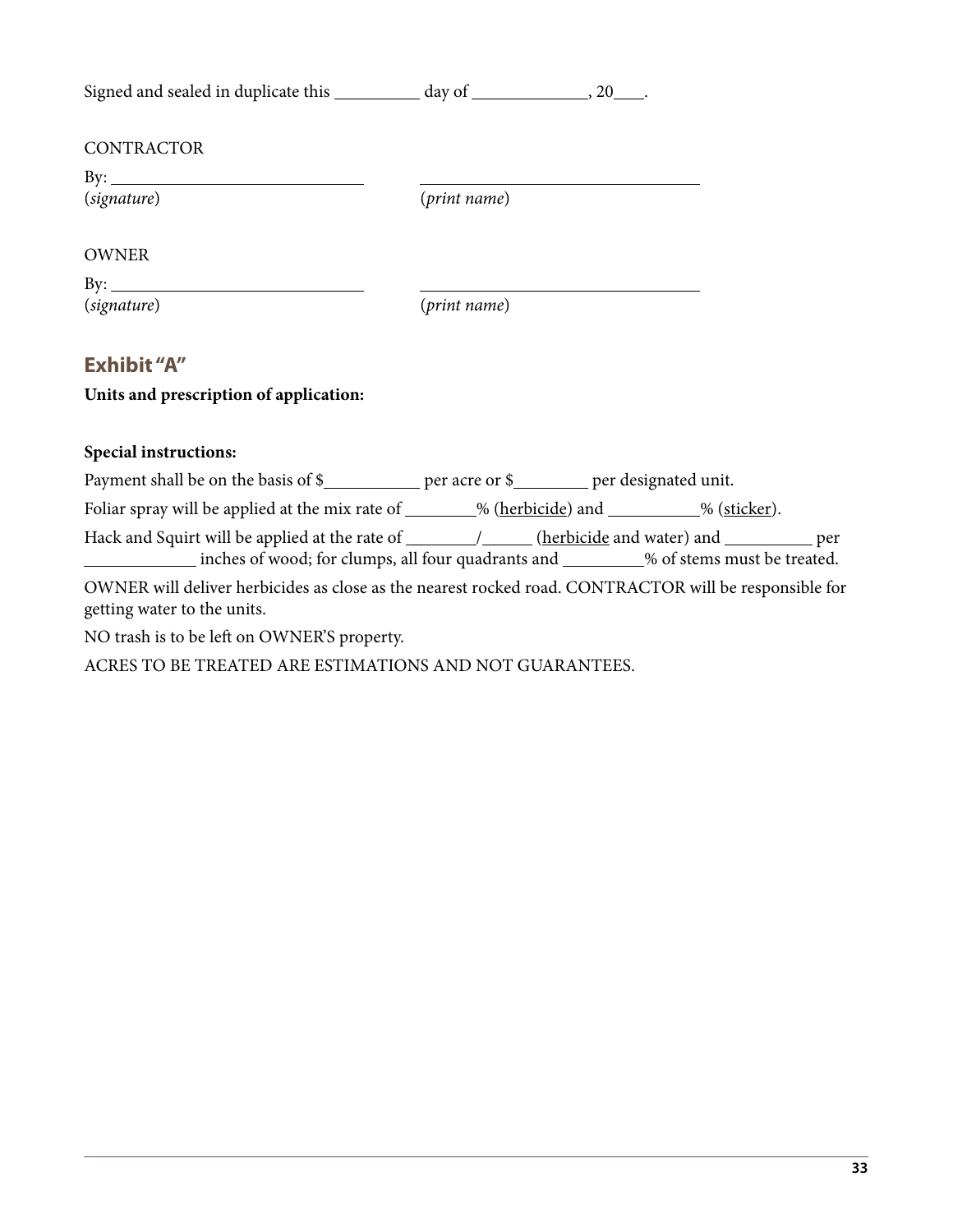Signed and sealed in duplicate this __________ day of _____________, 20____.

CONTRACTOR

By: ______________________________ ______________________________
(*signature*) (*print name*)

OWNER

By: ______________________________ ______________________________
(*signature*) (*print name*)

## Exhibit "A"

**Units and prescription of application:**

**Special instructions:**

Payment shall be on the basis of $___________ per acre or $_________ per designated unit.

Foliar spray will be applied at the mix rate of ________% (<u>herbicide</u>) and ___________% (<u>sticker</u>).

Hack and Squirt will be applied at the rate of ________/______ (<u>herbicide</u> and water) and __________ per _____________ inches of wood; for clumps, all four quadrants and __________% of stems must be treated.

OWNER will deliver herbicides as close as the nearest rocked road. CONTRACTOR will be responsible for getting water to the units.

NO trash is to be left on OWNER'S property.

ACRES TO BE TREATED ARE ESTIMATIONS AND NOT GUARANTEES.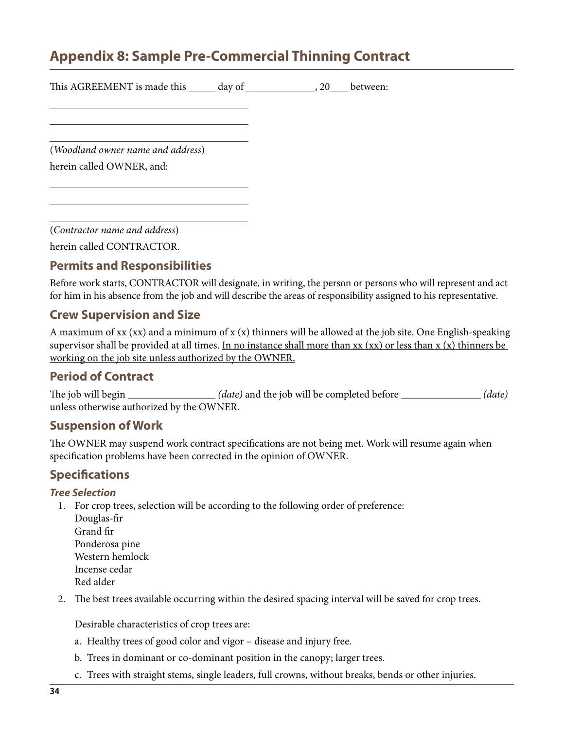# Appendix 8: Sample Pre-Commercial Thinning Contract

This AGREEMENT is made this _____ day of _____________, 20___ between:

_______________________________________

_______________________________________

_______________________________________

(*Woodland owner name and address*)

herein called OWNER, and:

_______________________________________

_______________________________________

_______________________________________

(*Contractor name and address*)

herein called CONTRACTOR.

## Permits and Responsibilities

Before work starts, CONTRACTOR will designate, in writing, the person or persons who will represent and act for him in his absence from the job and will describe the areas of responsibility assigned to his representative.

## Crew Supervision and Size

A maximum of <u>xx (xx)</u> and a minimum of <u>x (x)</u> thinners will be allowed at the job site. One English-speaking supervisor shall be provided at all times. <u>In no instance shall more than xx (xx) or less than x (x) thinners be working on the job site unless authorized by the OWNER.</u>

## Period of Contract

The job will begin ________________ *(date)* and the job will be completed before _______________ *(date)* unless otherwise authorized by the OWNER.

## Suspension of Work

The OWNER may suspend work contract specifications are not being met. Work will resume again when specification problems have been corrected in the opinion of OWNER.

## Specifications

### *Tree Selection*

1. For crop trees, selection will be according to the following order of preference:
   Douglas-fir
   Grand fir
   Ponderosa pine
   Western hemlock
   Incense cedar
   Red alder
2. The best trees available occurring within the desired spacing interval will be saved for crop trees.

   Desirable characteristics of crop trees are:

   a. Healthy trees of good color and vigor – disease and injury free.

   b. Trees in dominant or co-dominant position in the canopy; larger trees.

   c. Trees with straight stems, single leaders, full crowns, without breaks, bends or other injuries.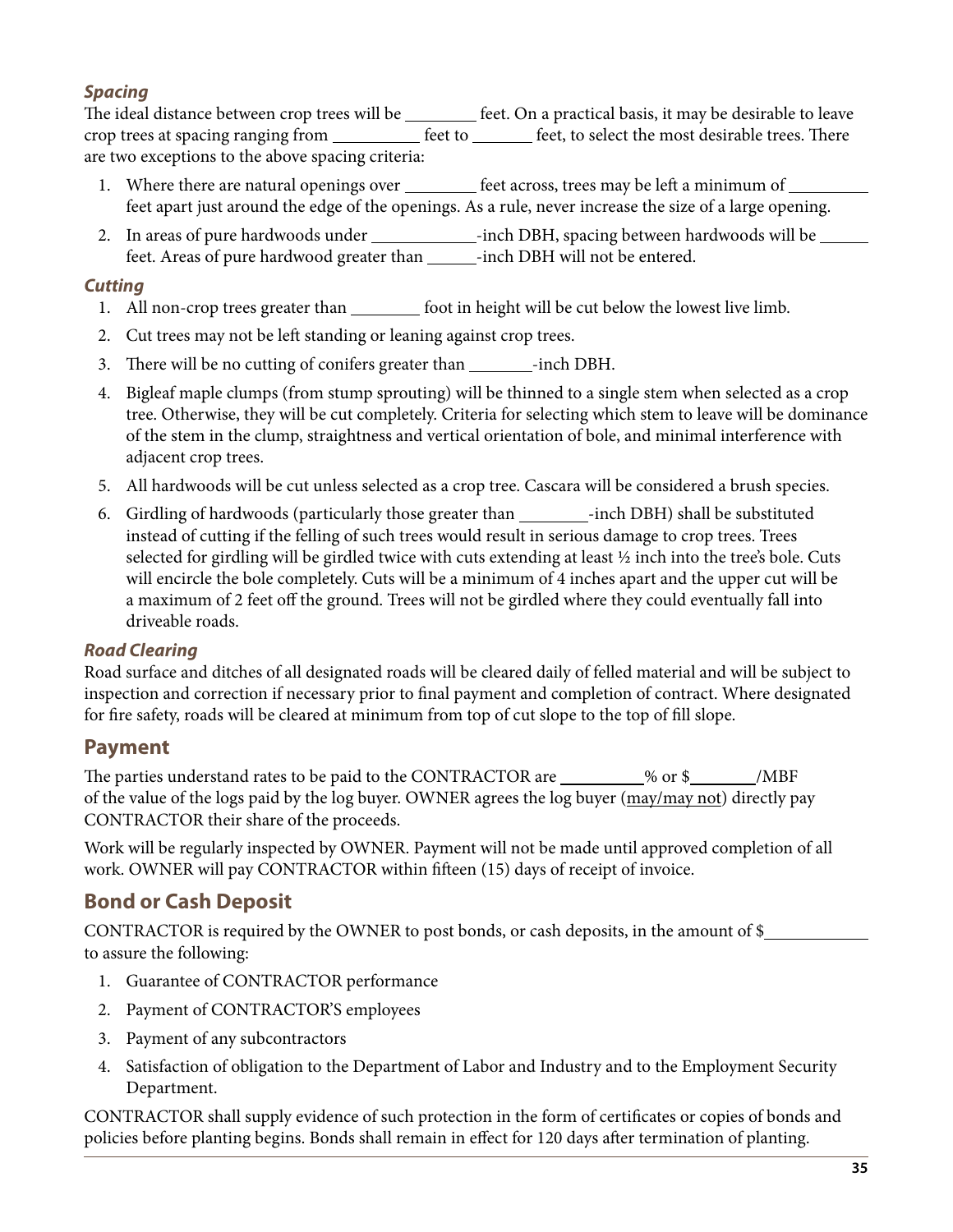### *Spacing*

The ideal distance between crop trees will be ________ feet. On a practical basis, it may be desirable to leave crop trees at spacing ranging from __________ feet to _______ feet, to select the most desirable trees. There are two exceptions to the above spacing criteria:

1. Where there are natural openings over ________ feet across, trees may be left a minimum of _________ feet apart just around the edge of the openings. As a rule, never increase the size of a large opening.
2. In areas of pure hardwoods under ____________-inch DBH, spacing between hardwoods will be _____ feet. Areas of pure hardwood greater than ______-inch DBH will not be entered.

### *Cutting*

1. All non-crop trees greater than ________ foot in height will be cut below the lowest live limb.
2. Cut trees may not be left standing or leaning against crop trees.
3. There will be no cutting of conifers greater than _______-inch DBH.
4. Bigleaf maple clumps (from stump sprouting) will be thinned to a single stem when selected as a crop tree. Otherwise, they will be cut completely. Criteria for selecting which stem to leave will be dominance of the stem in the clump, straightness and vertical orientation of bole, and minimal interference with adjacent crop trees.
5. All hardwoods will be cut unless selected as a crop tree. Cascara will be considered a brush species.
6. Girdling of hardwoods (particularly those greater than ________-inch DBH) shall be substituted instead of cutting if the felling of such trees would result in serious damage to crop trees. Trees selected for girdling will be girdled twice with cuts extending at least ½ inch into the tree's bole. Cuts will encircle the bole completely. Cuts will be a minimum of 4 inches apart and the upper cut will be a maximum of 2 feet off the ground. Trees will not be girdled where they could eventually fall into driveable roads.

### *Road Clearing*

Road surface and ditches of all designated roads will be cleared daily of felled material and will be subject to inspection and correction if necessary prior to final payment and completion of contract. Where designated for fire safety, roads will be cleared at minimum from top of cut slope to the top of fill slope.

## Payment

The parties understand rates to be paid to the CONTRACTOR are __________% or $________/MBF of the value of the logs paid by the log buyer. OWNER agrees the log buyer (may/may not) directly pay CONTRACTOR their share of the proceeds.

Work will be regularly inspected by OWNER. Payment will not be made until approved completion of all work. OWNER will pay CONTRACTOR within fifteen (15) days of receipt of invoice.

## Bond or Cash Deposit

CONTRACTOR is required by the OWNER to post bonds, or cash deposits, in the amount of $____________ to assure the following:

1. Guarantee of CONTRACTOR performance
2. Payment of CONTRACTOR'S employees
3. Payment of any subcontractors
4. Satisfaction of obligation to the Department of Labor and Industry and to the Employment Security Department.

CONTRACTOR shall supply evidence of such protection in the form of certificates or copies of bonds and policies before planting begins. Bonds shall remain in effect for 120 days after termination of planting.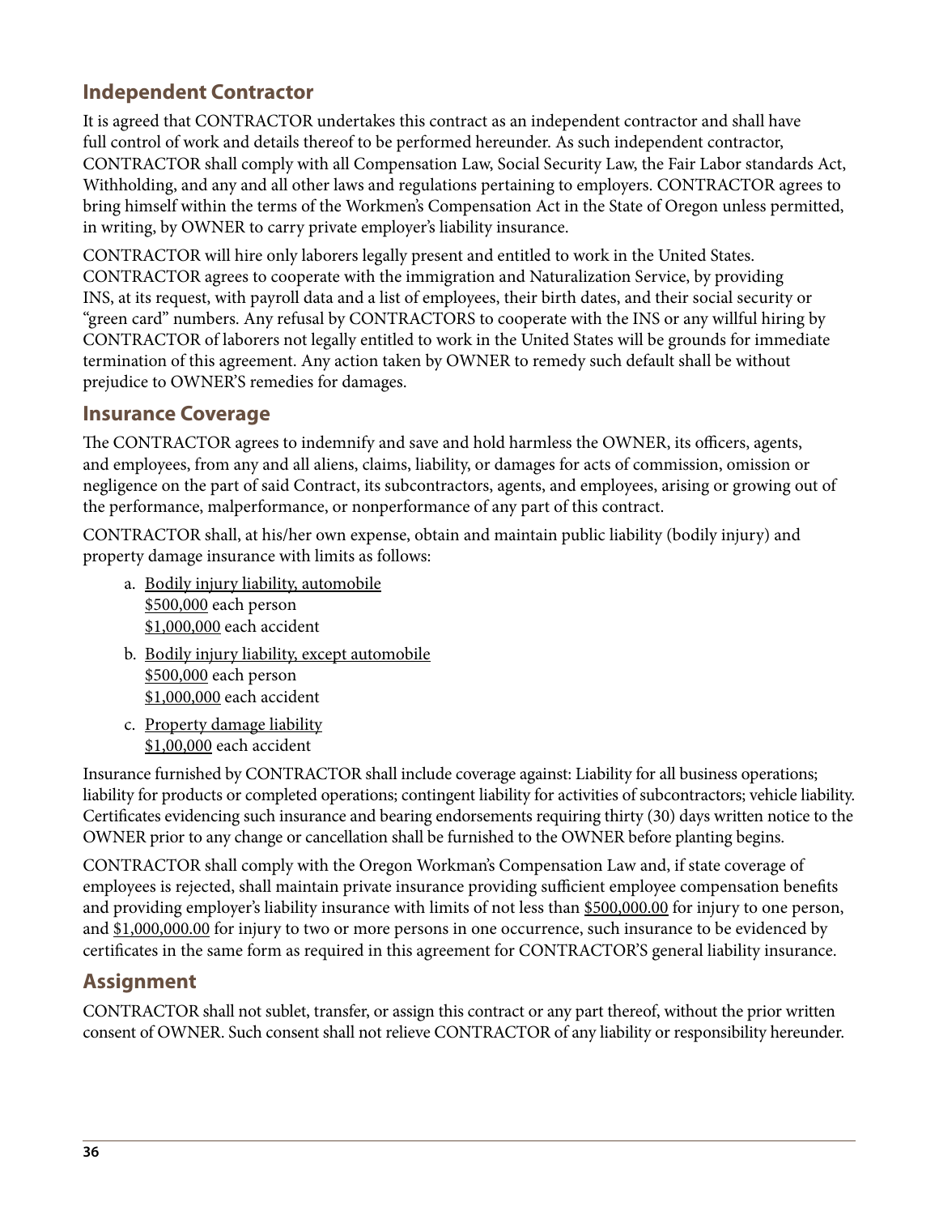## Independent Contractor

It is agreed that CONTRACTOR undertakes this contract as an independent contractor and shall have full control of work and details thereof to be performed hereunder. As such independent contractor, CONTRACTOR shall comply with all Compensation Law, Social Security Law, the Fair Labor standards Act, Withholding, and any and all other laws and regulations pertaining to employers. CONTRACTOR agrees to bring himself within the terms of the Workmen's Compensation Act in the State of Oregon unless permitted, in writing, by OWNER to carry private employer's liability insurance.

CONTRACTOR will hire only laborers legally present and entitled to work in the United States. CONTRACTOR agrees to cooperate with the immigration and Naturalization Service, by providing INS, at its request, with payroll data and a list of employees, their birth dates, and their social security or "green card" numbers. Any refusal by CONTRACTORS to cooperate with the INS or any willful hiring by CONTRACTOR of laborers not legally entitled to work in the United States will be grounds for immediate termination of this agreement. Any action taken by OWNER to remedy such default shall be without prejudice to OWNER'S remedies for damages.

## Insurance Coverage

The CONTRACTOR agrees to indemnify and save and hold harmless the OWNER, its officers, agents, and employees, from any and all aliens, claims, liability, or damages for acts of commission, omission or negligence on the part of said Contract, its subcontractors, agents, and employees, arising or growing out of the performance, malperformance, or nonperformance of any part of this contract.

CONTRACTOR shall, at his/her own expense, obtain and maintain public liability (bodily injury) and property damage insurance with limits as follows:

a. <u>Bodily injury liability, automobile</u>
   <u>\$500,000</u> each person
   <u>\$1,000,000</u> each accident

b. <u>Bodily injury liability, except automobile</u>
   <u>\$500,000</u> each person
   <u>\$1,000,000</u> each accident

c. <u>Property damage liability</u>
   <u>\$1,00,000</u> each accident

Insurance furnished by CONTRACTOR shall include coverage against: Liability for all business operations; liability for products or completed operations; contingent liability for activities of subcontractors; vehicle liability. Certificates evidencing such insurance and bearing endorsements requiring thirty (30) days written notice to the OWNER prior to any change or cancellation shall be furnished to the OWNER before planting begins.

CONTRACTOR shall comply with the Oregon Workman's Compensation Law and, if state coverage of employees is rejected, shall maintain private insurance providing sufficient employee compensation benefits and providing employer's liability insurance with limits of not less than <u>\$500,000.00</u> for injury to one person, and <u>\$1,000,000.00</u> for injury to two or more persons in one occurrence, such insurance to be evidenced by certificates in the same form as required in this agreement for CONTRACTOR'S general liability insurance.

## Assignment

CONTRACTOR shall not sublet, transfer, or assign this contract or any part thereof, without the prior written consent of OWNER. Such consent shall not relieve CONTRACTOR of any liability or responsibility hereunder.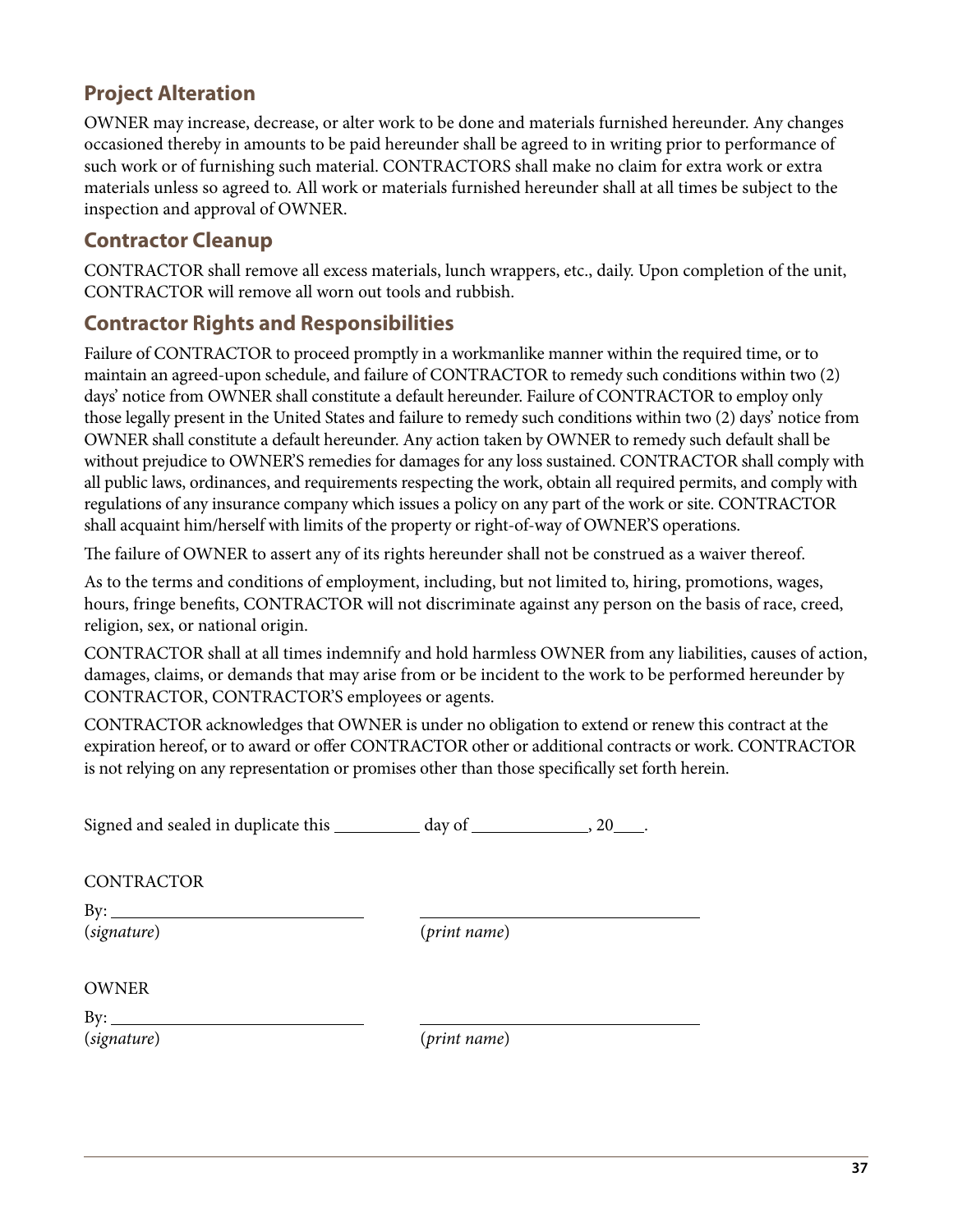## Project Alteration

OWNER may increase, decrease, or alter work to be done and materials furnished hereunder. Any changes occasioned thereby in amounts to be paid hereunder shall be agreed to in writing prior to performance of such work or of furnishing such material. CONTRACTORS shall make no claim for extra work or extra materials unless so agreed to. All work or materials furnished hereunder shall at all times be subject to the inspection and approval of OWNER.

## Contractor Cleanup

CONTRACTOR shall remove all excess materials, lunch wrappers, etc., daily. Upon completion of the unit, CONTRACTOR will remove all worn out tools and rubbish.

## Contractor Rights and Responsibilities

Failure of CONTRACTOR to proceed promptly in a workmanlike manner within the required time, or to maintain an agreed-upon schedule, and failure of CONTRACTOR to remedy such conditions within two (2) days' notice from OWNER shall constitute a default hereunder. Failure of CONTRACTOR to employ only those legally present in the United States and failure to remedy such conditions within two (2) days' notice from OWNER shall constitute a default hereunder. Any action taken by OWNER to remedy such default shall be without prejudice to OWNER'S remedies for damages for any loss sustained. CONTRACTOR shall comply with all public laws, ordinances, and requirements respecting the work, obtain all required permits, and comply with regulations of any insurance company which issues a policy on any part of the work or site. CONTRACTOR shall acquaint him/herself with limits of the property or right-of-way of OWNER'S operations.

The failure of OWNER to assert any of its rights hereunder shall not be construed as a waiver thereof.

As to the terms and conditions of employment, including, but not limited to, hiring, promotions, wages, hours, fringe benefits, CONTRACTOR will not discriminate against any person on the basis of race, creed, religion, sex, or national origin.

CONTRACTOR shall at all times indemnify and hold harmless OWNER from any liabilities, causes of action, damages, claims, or demands that may arise from or be incident to the work to be performed hereunder by CONTRACTOR, CONTRACTOR'S employees or agents.

CONTRACTOR acknowledges that OWNER is under no obligation to extend or renew this contract at the expiration hereof, or to award or offer CONTRACTOR other or additional contracts or work. CONTRACTOR is not relying on any representation or promises other than those specifically set forth herein.

Signed and sealed in duplicate this __________ day of ______________, 20____.

CONTRACTOR

By: ______________________________ ______________________________

(*signature*) (*print name*)

OWNER

By: ______________________________ ______________________________

(*signature*) (*print name*)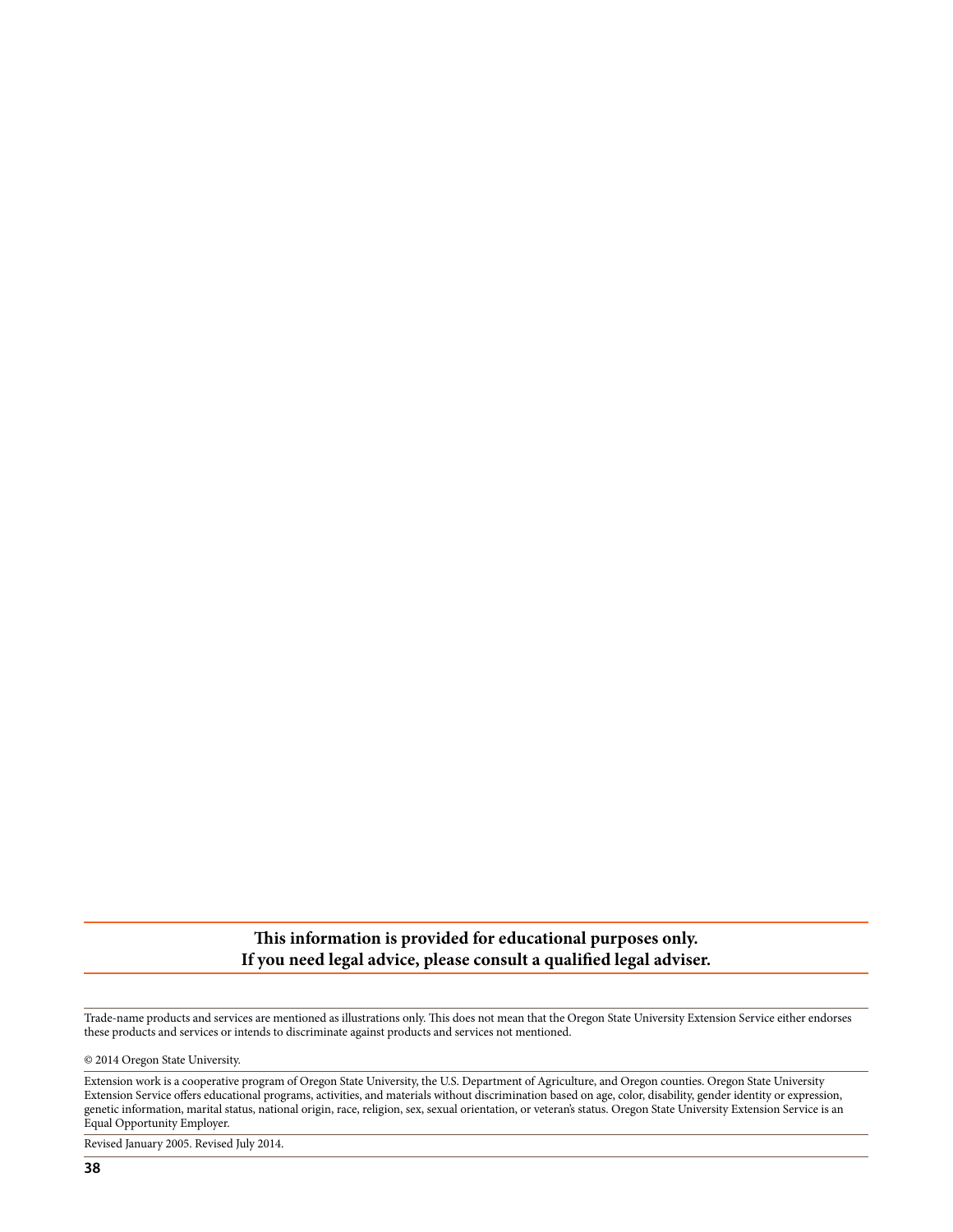**This information is provided for educational purposes only.**
**If you need legal advice, please consult a qualified legal adviser.**

Trade-name products and services are mentioned as illustrations only. This does not mean that the Oregon State University Extension Service either endorses these products and services or intends to discriminate against products and services not mentioned.

© 2014 Oregon State University.

Extension work is a cooperative program of Oregon State University, the U.S. Department of Agriculture, and Oregon counties. Oregon State University Extension Service offers educational programs, activities, and materials without discrimination based on age, color, disability, gender identity or expression, genetic information, marital status, national origin, race, religion, sex, sexual orientation, or veteran's status. Oregon State University Extension Service is an Equal Opportunity Employer.

Revised January 2005. Revised July 2014.